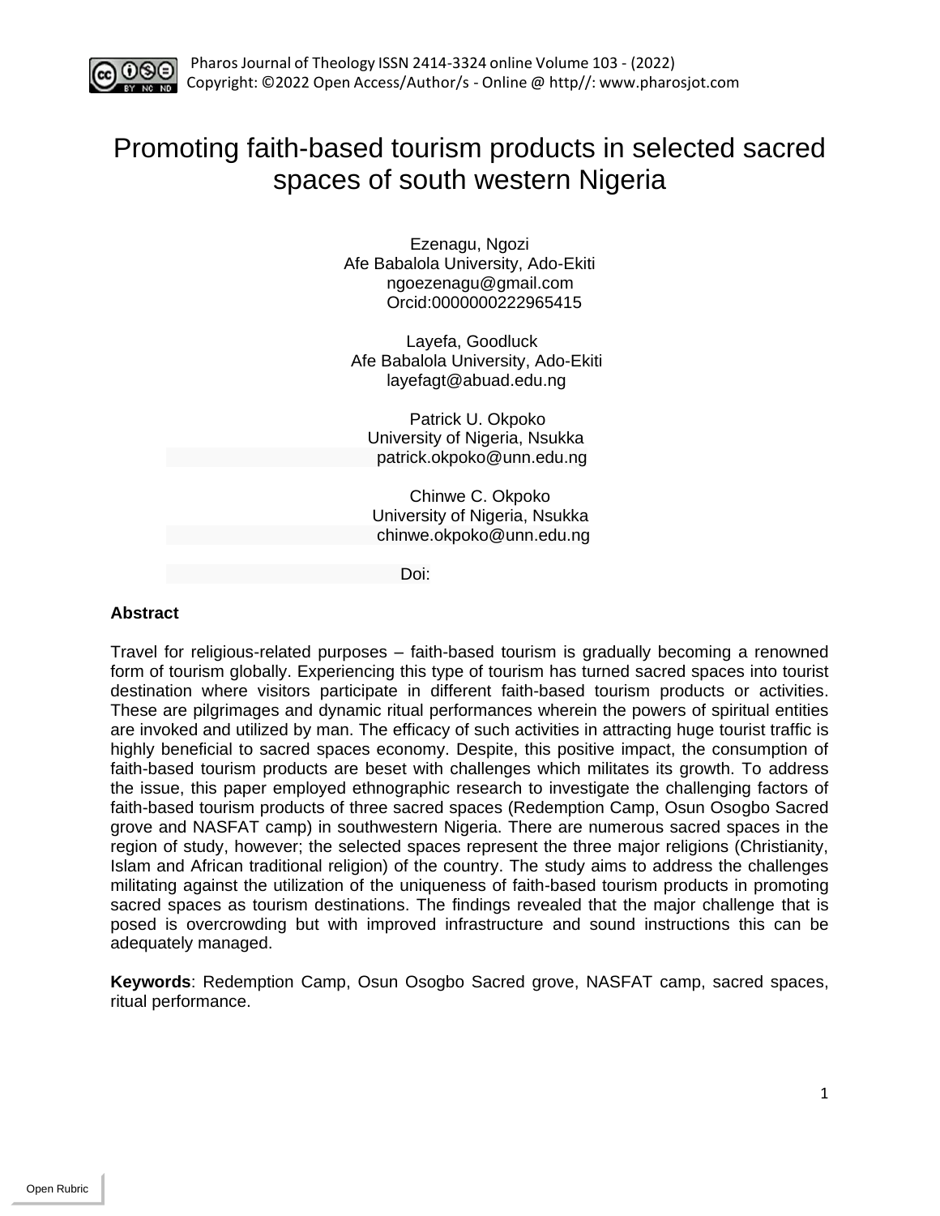# Promoting faith-based tourism products in selected sacred spaces of south western Nigeria

Ezenagu, Ngozi
Afe Babalola University, Ado-Ekiti
ngoezenagu@gmail.com
Orcid:0000000222965415

Layefa, Goodluck
Afe Babalola University, Ado-Ekiti
layefagt@abuad.edu.ng

Patrick U. Okpoko
University of Nigeria, Nsukka
patrick.okpoko@unn.edu.ng

Chinwe C. Okpoko
University of Nigeria, Nsukka
chinwe.okpoko@unn.edu.ng

Doi:

### Abstract

Travel for religious-related purposes – faith-based tourism is gradually becoming a renowned form of tourism globally. Experiencing this type of tourism has turned sacred spaces into tourist destination where visitors participate in different faith-based tourism products or activities. These are pilgrimages and dynamic ritual performances wherein the powers of spiritual entities are invoked and utilized by man. The efficacy of such activities in attracting huge tourist traffic is highly beneficial to sacred spaces economy. Despite, this positive impact, the consumption of faith-based tourism products are beset with challenges which militates its growth. To address the issue, this paper employed ethnographic research to investigate the challenging factors of faith-based tourism products of three sacred spaces (Redemption Camp, Osun Osogbo Sacred grove and NASFAT camp) in southwestern Nigeria. There are numerous sacred spaces in the region of study, however; the selected spaces represent the three major religions (Christianity, Islam and African traditional religion) of the country. The study aims to address the challenges militating against the utilization of the uniqueness of faith-based tourism products in promoting sacred spaces as tourism destinations. The findings revealed that the major challenge that is posed is overcrowding but with improved infrastructure and sound instructions this can be adequately managed.

**Keywords**: Redemption Camp, Osun Osogbo Sacred grove, NASFAT camp, sacred spaces, ritual performance.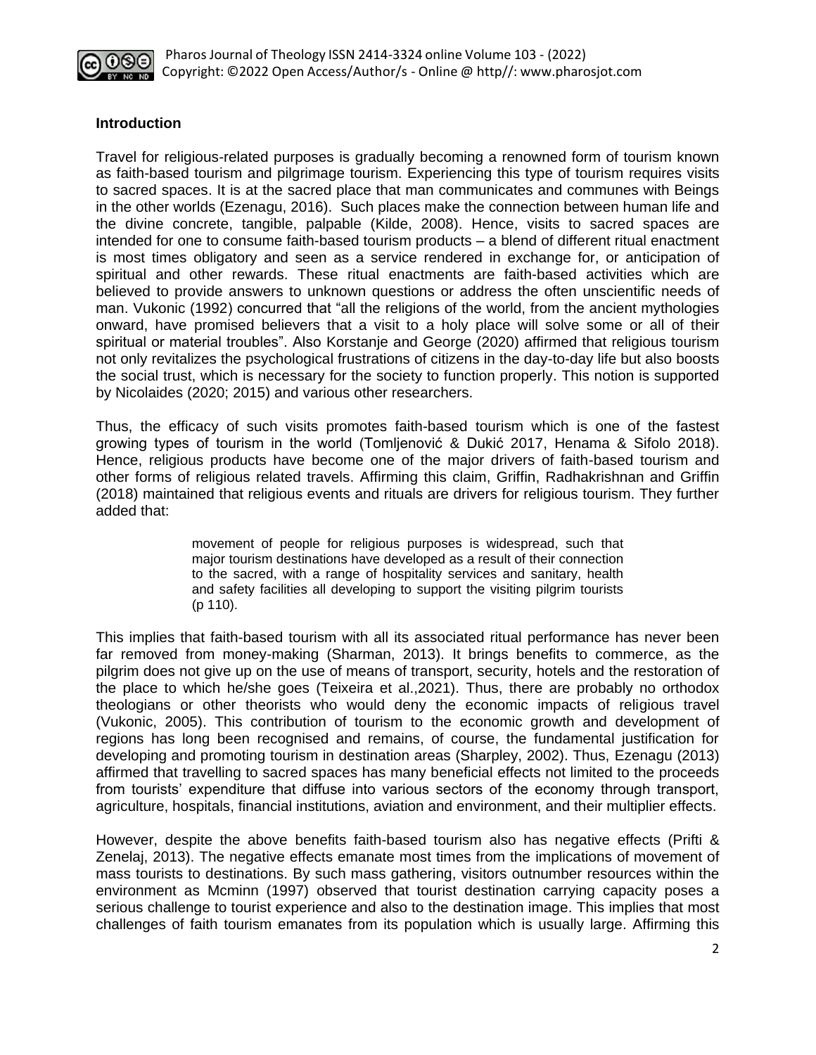## Introduction

Travel for religious-related purposes is gradually becoming a renowned form of tourism known as faith-based tourism and pilgrimage tourism. Experiencing this type of tourism requires visits to sacred spaces. It is at the sacred place that man communicates and communes with Beings in the other worlds (Ezenagu, 2016). Such places make the connection between human life and the divine concrete, tangible, palpable (Kilde, 2008). Hence, visits to sacred spaces are intended for one to consume faith-based tourism products – a blend of different ritual enactment is most times obligatory and seen as a service rendered in exchange for, or anticipation of spiritual and other rewards. These ritual enactments are faith-based activities which are believed to provide answers to unknown questions or address the often unscientific needs of man. Vukonic (1992) concurred that "all the religions of the world, from the ancient mythologies onward, have promised believers that a visit to a holy place will solve some or all of their spiritual or material troubles". Also Korstanje and George (2020) affirmed that religious tourism not only revitalizes the psychological frustrations of citizens in the day-to-day life but also boosts the social trust, which is necessary for the society to function properly. This notion is supported by Nicolaides (2020; 2015) and various other researchers.

Thus, the efficacy of such visits promotes faith-based tourism which is one of the fastest growing types of tourism in the world (Tomljenović & Dukić 2017, Henama & Sifolo 2018). Hence, religious products have become one of the major drivers of faith-based tourism and other forms of religious related travels. Affirming this claim, Griffin, Radhakrishnan and Griffin (2018) maintained that religious events and rituals are drivers for religious tourism. They further added that:

> movement of people for religious purposes is widespread, such that major tourism destinations have developed as a result of their connection to the sacred, with a range of hospitality services and sanitary, health and safety facilities all developing to support the visiting pilgrim tourists (p 110).

This implies that faith-based tourism with all its associated ritual performance has never been far removed from money-making (Sharman, 2013). It brings benefits to commerce, as the pilgrim does not give up on the use of means of transport, security, hotels and the restoration of the place to which he/she goes (Teixeira et al.,2021). Thus, there are probably no orthodox theologians or other theorists who would deny the economic impacts of religious travel (Vukonic, 2005). This contribution of tourism to the economic growth and development of regions has long been recognised and remains, of course, the fundamental justification for developing and promoting tourism in destination areas (Sharpley, 2002). Thus, Ezenagu (2013) affirmed that travelling to sacred spaces has many beneficial effects not limited to the proceeds from tourists' expenditure that diffuse into various sectors of the economy through transport, agriculture, hospitals, financial institutions, aviation and environment, and their multiplier effects.

However, despite the above benefits faith-based tourism also has negative effects (Prifti & Zenelaj, 2013). The negative effects emanate most times from the implications of movement of mass tourists to destinations. By such mass gathering, visitors outnumber resources within the environment as Mcminn (1997) observed that tourist destination carrying capacity poses a serious challenge to tourist experience and also to the destination image. This implies that most challenges of faith tourism emanates from its population which is usually large. Affirming this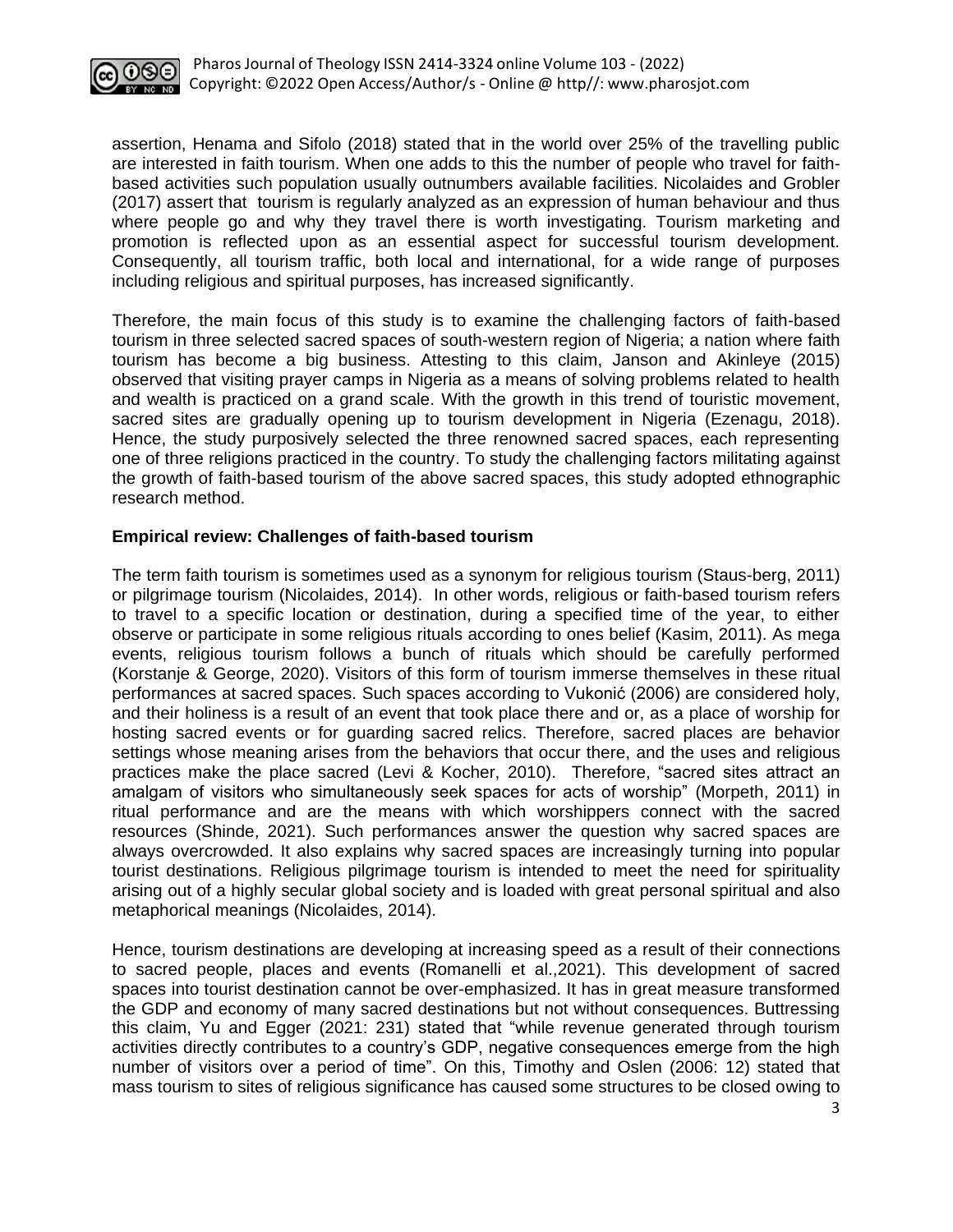assertion, Henama and Sifolo (2018) stated that in the world over 25% of the travelling public are interested in faith tourism. When one adds to this the number of people who travel for faith-based activities such population usually outnumbers available facilities. Nicolaides and Grobler (2017) assert that tourism is regularly analyzed as an expression of human behaviour and thus where people go and why they travel there is worth investigating. Tourism marketing and promotion is reflected upon as an essential aspect for successful tourism development. Consequently, all tourism traffic, both local and international, for a wide range of purposes including religious and spiritual purposes, has increased significantly.

Therefore, the main focus of this study is to examine the challenging factors of faith-based tourism in three selected sacred spaces of south-western region of Nigeria; a nation where faith tourism has become a big business. Attesting to this claim, Janson and Akinleye (2015) observed that visiting prayer camps in Nigeria as a means of solving problems related to health and wealth is practiced on a grand scale. With the growth in this trend of touristic movement, sacred sites are gradually opening up to tourism development in Nigeria (Ezenagu, 2018). Hence, the study purposively selected the three renowned sacred spaces, each representing one of three religions practiced in the country. To study the challenging factors militating against the growth of faith-based tourism of the above sacred spaces, this study adopted ethnographic research method.

**Empirical review: Challenges of faith-based tourism**

The term faith tourism is sometimes used as a synonym for religious tourism (Staus-berg, 2011) or pilgrimage tourism (Nicolaides, 2014). In other words, religious or faith-based tourism refers to travel to a specific location or destination, during a specified time of the year, to either observe or participate in some religious rituals according to ones belief (Kasim, 2011). As mega events, religious tourism follows a bunch of rituals which should be carefully performed (Korstanje & George, 2020). Visitors of this form of tourism immerse themselves in these ritual performances at sacred spaces. Such spaces according to Vukonić (2006) are considered holy, and their holiness is a result of an event that took place there and or, as a place of worship for hosting sacred events or for guarding sacred relics. Therefore, sacred places are behavior settings whose meaning arises from the behaviors that occur there, and the uses and religious practices make the place sacred (Levi & Kocher, 2010). Therefore, "sacred sites attract an amalgam of visitors who simultaneously seek spaces for acts of worship" (Morpeth, 2011) in ritual performance and are the means with which worshippers connect with the sacred resources (Shinde, 2021). Such performances answer the question why sacred spaces are always overcrowded. It also explains why sacred spaces are increasingly turning into popular tourist destinations. Religious pilgrimage tourism is intended to meet the need for spirituality arising out of a highly secular global society and is loaded with great personal spiritual and also metaphorical meanings (Nicolaides, 2014).

Hence, tourism destinations are developing at increasing speed as a result of their connections to sacred people, places and events (Romanelli et al.,2021). This development of sacred spaces into tourist destination cannot be over-emphasized. It has in great measure transformed the GDP and economy of many sacred destinations but not without consequences. Buttressing this claim, Yu and Egger (2021: 231) stated that "while revenue generated through tourism activities directly contributes to a country's GDP, negative consequences emerge from the high number of visitors over a period of time". On this, Timothy and Oslen (2006: 12) stated that mass tourism to sites of religious significance has caused some structures to be closed owing to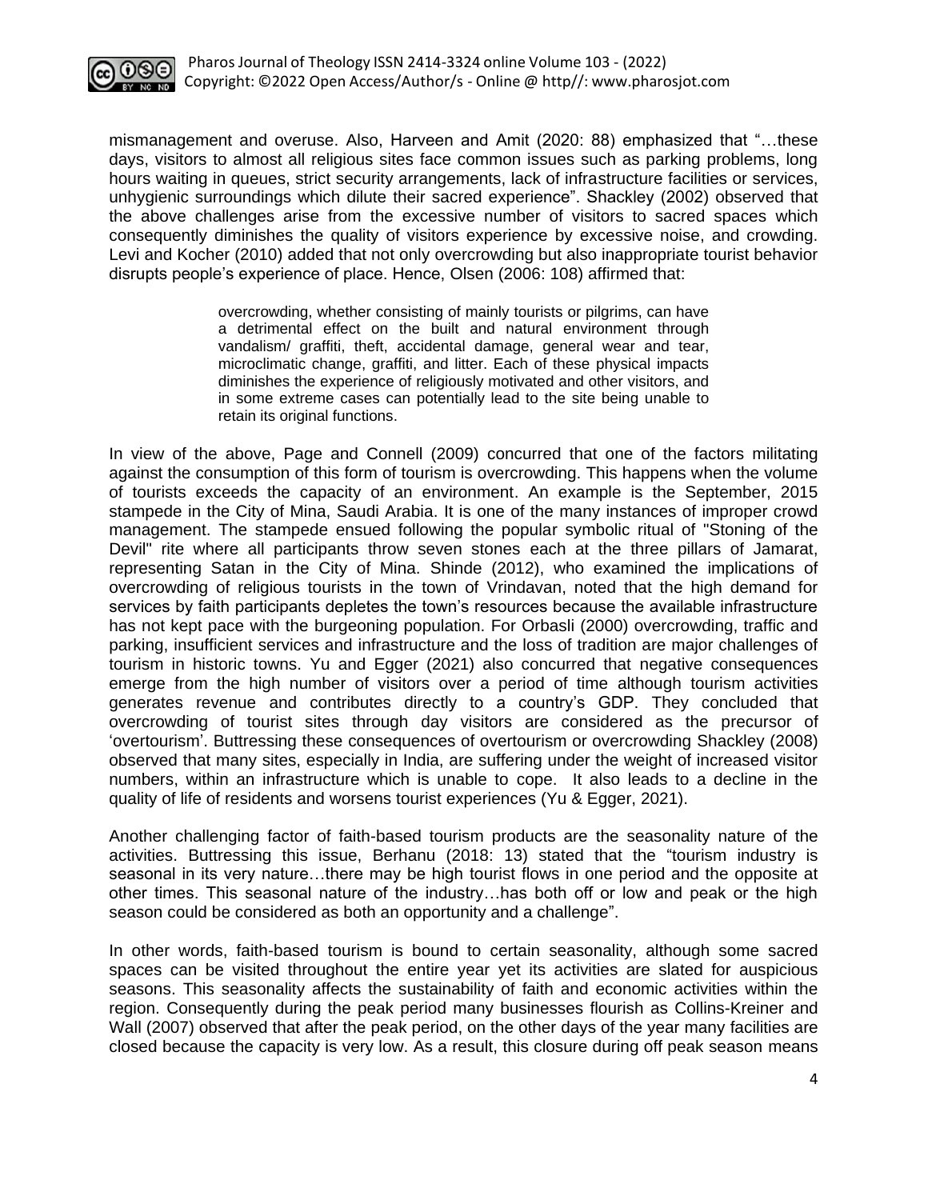mismanagement and overuse. Also, Harveen and Amit (2020: 88) emphasized that "…these days, visitors to almost all religious sites face common issues such as parking problems, long hours waiting in queues, strict security arrangements, lack of infrastructure facilities or services, unhygienic surroundings which dilute their sacred experience". Shackley (2002) observed that the above challenges arise from the excessive number of visitors to sacred spaces which consequently diminishes the quality of visitors experience by excessive noise, and crowding. Levi and Kocher (2010) added that not only overcrowding but also inappropriate tourist behavior disrupts people's experience of place. Hence, Olsen (2006: 108) affirmed that:

> overcrowding, whether consisting of mainly tourists or pilgrims, can have a detrimental effect on the built and natural environment through vandalism/ graffiti, theft, accidental damage, general wear and tear, microclimatic change, graffiti, and litter. Each of these physical impacts diminishes the experience of religiously motivated and other visitors, and in some extreme cases can potentially lead to the site being unable to retain its original functions.

In view of the above, Page and Connell (2009) concurred that one of the factors militating against the consumption of this form of tourism is overcrowding. This happens when the volume of tourists exceeds the capacity of an environment. An example is the September, 2015 stampede in the City of Mina, Saudi Arabia. It is one of the many instances of improper crowd management. The stampede ensued following the popular symbolic ritual of "Stoning of the Devil" rite where all participants throw seven stones each at the three pillars of Jamarat, representing Satan in the City of Mina. Shinde (2012), who examined the implications of overcrowding of religious tourists in the town of Vrindavan, noted that the high demand for services by faith participants depletes the town's resources because the available infrastructure has not kept pace with the burgeoning population. For Orbasli (2000) overcrowding, traffic and parking, insufficient services and infrastructure and the loss of tradition are major challenges of tourism in historic towns. Yu and Egger (2021) also concurred that negative consequences emerge from the high number of visitors over a period of time although tourism activities generates revenue and contributes directly to a country's GDP. They concluded that overcrowding of tourist sites through day visitors are considered as the precursor of 'overtourism'. Buttressing these consequences of overtourism or overcrowding Shackley (2008) observed that many sites, especially in India, are suffering under the weight of increased visitor numbers, within an infrastructure which is unable to cope. It also leads to a decline in the quality of life of residents and worsens tourist experiences (Yu & Egger, 2021).

Another challenging factor of faith-based tourism products are the seasonality nature of the activities. Buttressing this issue, Berhanu (2018: 13) stated that the "tourism industry is seasonal in its very nature…there may be high tourist flows in one period and the opposite at other times. This seasonal nature of the industry…has both off or low and peak or the high season could be considered as both an opportunity and a challenge".

In other words, faith-based tourism is bound to certain seasonality, although some sacred spaces can be visited throughout the entire year yet its activities are slated for auspicious seasons. This seasonality affects the sustainability of faith and economic activities within the region. Consequently during the peak period many businesses flourish as Collins-Kreiner and Wall (2007) observed that after the peak period, on the other days of the year many facilities are closed because the capacity is very low. As a result, this closure during off peak season means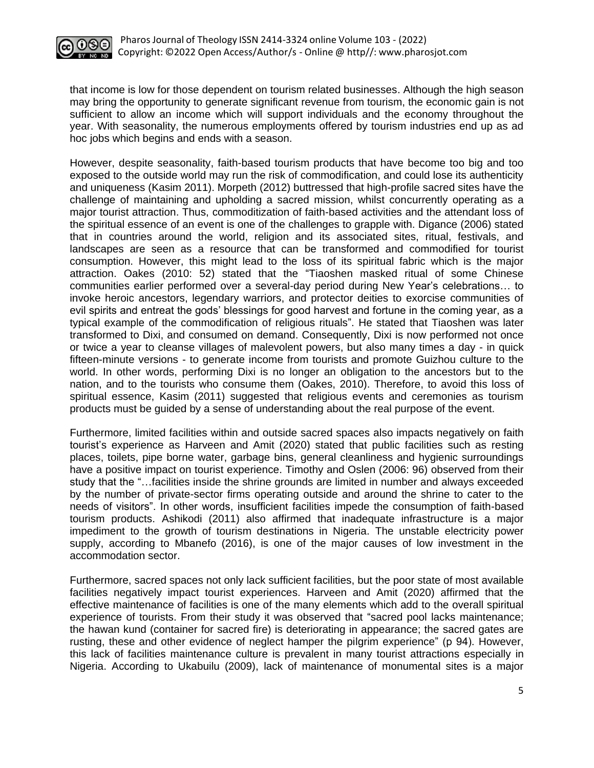that income is low for those dependent on tourism related businesses. Although the high season may bring the opportunity to generate significant revenue from tourism, the economic gain is not sufficient to allow an income which will support individuals and the economy throughout the year. With seasonality, the numerous employments offered by tourism industries end up as ad hoc jobs which begins and ends with a season.

However, despite seasonality, faith-based tourism products that have become too big and too exposed to the outside world may run the risk of commodification, and could lose its authenticity and uniqueness (Kasim 2011). Morpeth (2012) buttressed that high-profile sacred sites have the challenge of maintaining and upholding a sacred mission, whilst concurrently operating as a major tourist attraction. Thus, commoditization of faith-based activities and the attendant loss of the spiritual essence of an event is one of the challenges to grapple with. Digance (2006) stated that in countries around the world, religion and its associated sites, ritual, festivals, and landscapes are seen as a resource that can be transformed and commodified for tourist consumption. However, this might lead to the loss of its spiritual fabric which is the major attraction. Oakes (2010: 52) stated that the "Tiaoshen masked ritual of some Chinese communities earlier performed over a several-day period during New Year's celebrations… to invoke heroic ancestors, legendary warriors, and protector deities to exorcise communities of evil spirits and entreat the gods' blessings for good harvest and fortune in the coming year, as a typical example of the commodification of religious rituals". He stated that Tiaoshen was later transformed to Dixi, and consumed on demand. Consequently, Dixi is now performed not once or twice a year to cleanse villages of malevolent powers, but also many times a day - in quick fifteen-minute versions - to generate income from tourists and promote Guizhou culture to the world. In other words, performing Dixi is no longer an obligation to the ancestors but to the nation, and to the tourists who consume them (Oakes, 2010). Therefore, to avoid this loss of spiritual essence, Kasim (2011) suggested that religious events and ceremonies as tourism products must be guided by a sense of understanding about the real purpose of the event.

Furthermore, limited facilities within and outside sacred spaces also impacts negatively on faith tourist's experience as Harveen and Amit (2020) stated that public facilities such as resting places, toilets, pipe borne water, garbage bins, general cleanliness and hygienic surroundings have a positive impact on tourist experience. Timothy and Oslen (2006: 96) observed from their study that the "…facilities inside the shrine grounds are limited in number and always exceeded by the number of private-sector firms operating outside and around the shrine to cater to the needs of visitors". In other words, insufficient facilities impede the consumption of faith-based tourism products. Ashikodi (2011) also affirmed that inadequate infrastructure is a major impediment to the growth of tourism destinations in Nigeria. The unstable electricity power supply, according to Mbanefo (2016), is one of the major causes of low investment in the accommodation sector.

Furthermore, sacred spaces not only lack sufficient facilities, but the poor state of most available facilities negatively impact tourist experiences. Harveen and Amit (2020) affirmed that the effective maintenance of facilities is one of the many elements which add to the overall spiritual experience of tourists. From their study it was observed that "sacred pool lacks maintenance; the hawan kund (container for sacred fire) is deteriorating in appearance; the sacred gates are rusting, these and other evidence of neglect hamper the pilgrim experience" (p 94). However, this lack of facilities maintenance culture is prevalent in many tourist attractions especially in Nigeria. According to Ukabuilu (2009), lack of maintenance of monumental sites is a major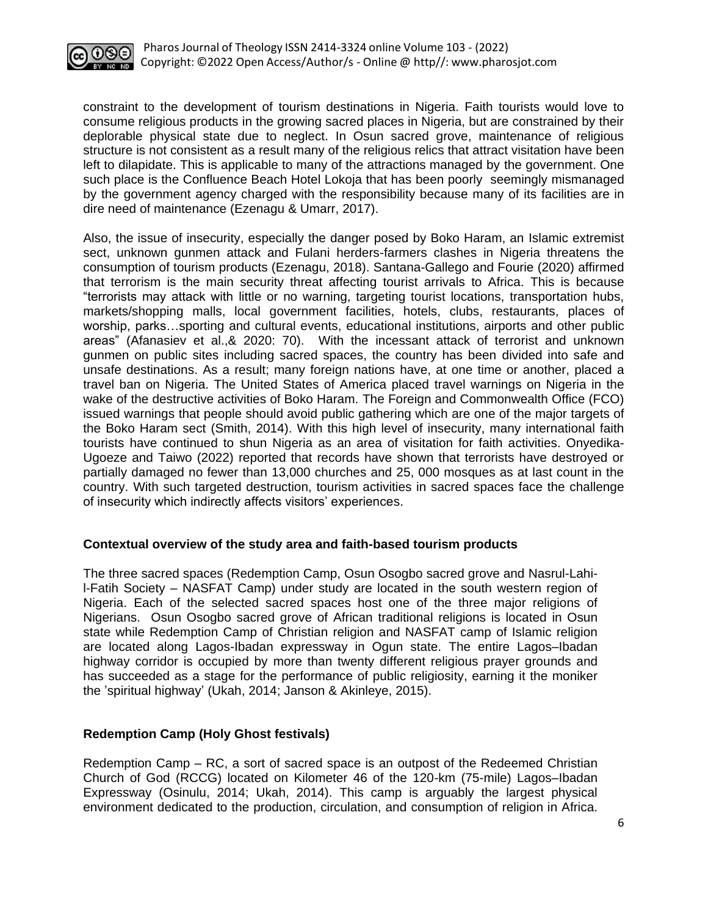constraint to the development of tourism destinations in Nigeria. Faith tourists would love to consume religious products in the growing sacred places in Nigeria, but are constrained by their deplorable physical state due to neglect. In Osun sacred grove, maintenance of religious structure is not consistent as a result many of the religious relics that attract visitation have been left to dilapidate. This is applicable to many of the attractions managed by the government. One such place is the Confluence Beach Hotel Lokoja that has been poorly seemingly mismanaged by the government agency charged with the responsibility because many of its facilities are in dire need of maintenance (Ezenagu & Umarr, 2017).

Also, the issue of insecurity, especially the danger posed by Boko Haram, an Islamic extremist sect, unknown gunmen attack and Fulani herders-farmers clashes in Nigeria threatens the consumption of tourism products (Ezenagu, 2018). Santana-Gallego and Fourie (2020) affirmed that terrorism is the main security threat affecting tourist arrivals to Africa. This is because "terrorists may attack with little or no warning, targeting tourist locations, transportation hubs, markets/shopping malls, local government facilities, hotels, clubs, restaurants, places of worship, parks…sporting and cultural events, educational institutions, airports and other public areas" (Afanasiev et al.,& 2020: 70). With the incessant attack of terrorist and unknown gunmen on public sites including sacred spaces, the country has been divided into safe and unsafe destinations. As a result; many foreign nations have, at one time or another, placed a travel ban on Nigeria. The United States of America placed travel warnings on Nigeria in the wake of the destructive activities of Boko Haram. The Foreign and Commonwealth Office (FCO) issued warnings that people should avoid public gathering which are one of the major targets of the Boko Haram sect (Smith, 2014). With this high level of insecurity, many international faith tourists have continued to shun Nigeria as an area of visitation for faith activities. Onyedika-Ugoeze and Taiwo (2022) reported that records have shown that terrorists have destroyed or partially damaged no fewer than 13,000 churches and 25, 000 mosques as at last count in the country. With such targeted destruction, tourism activities in sacred spaces face the challenge of insecurity which indirectly affects visitors' experiences.

### Contextual overview of the study area and faith-based tourism products

The three sacred spaces (Redemption Camp, Osun Osogbo sacred grove and Nasrul-Lahi-l-Fatih Society – NASFAT Camp) under study are located in the south western region of Nigeria. Each of the selected sacred spaces host one of the three major religions of Nigerians. Osun Osogbo sacred grove of African traditional religions is located in Osun state while Redemption Camp of Christian religion and NASFAT camp of Islamic religion are located along Lagos-Ibadan expressway in Ogun state. The entire Lagos–Ibadan highway corridor is occupied by more than twenty different religious prayer grounds and has succeeded as a stage for the performance of public religiosity, earning it the moniker the 'spiritual highway' (Ukah, 2014; Janson & Akinleye, 2015).

### Redemption Camp (Holy Ghost festivals)

Redemption Camp – RC, a sort of sacred space is an outpost of the Redeemed Christian Church of God (RCCG) located on Kilometer 46 of the 120-km (75-mile) Lagos–Ibadan Expressway (Osinulu, 2014; Ukah, 2014). This camp is arguably the largest physical environment dedicated to the production, circulation, and consumption of religion in Africa.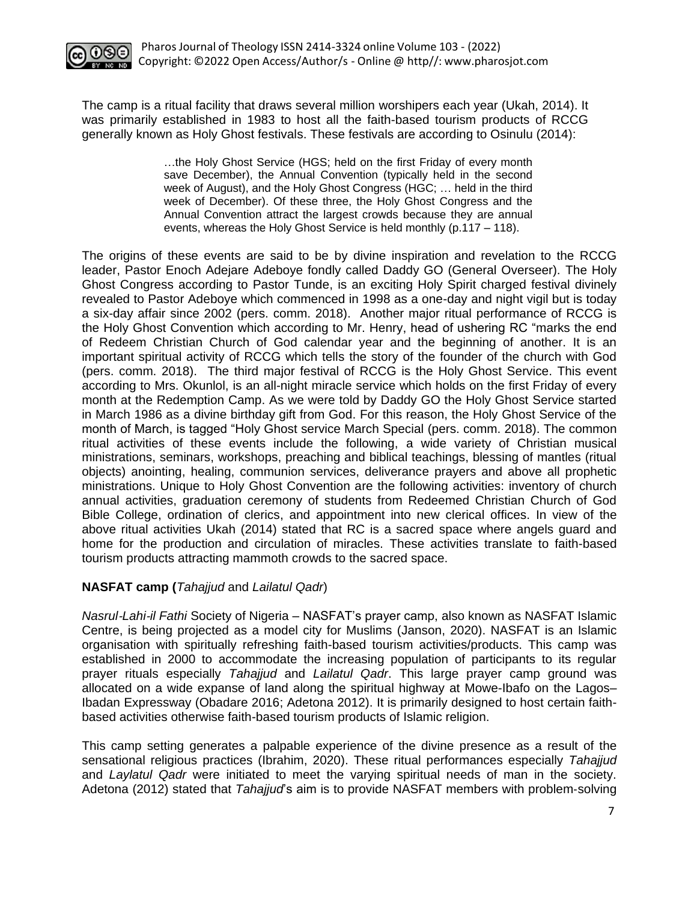The camp is a ritual facility that draws several million worshipers each year (Ukah, 2014). It was primarily established in 1983 to host all the faith-based tourism products of RCCG generally known as Holy Ghost festivals. These festivals are according to Osinulu (2014):

> …the Holy Ghost Service (HGS; held on the first Friday of every month save December), the Annual Convention (typically held in the second week of August), and the Holy Ghost Congress (HGC; … held in the third week of December). Of these three, the Holy Ghost Congress and the Annual Convention attract the largest crowds because they are annual events, whereas the Holy Ghost Service is held monthly (p.117 – 118).

The origins of these events are said to be by divine inspiration and revelation to the RCCG leader, Pastor Enoch Adejare Adeboye fondly called Daddy GO (General Overseer). The Holy Ghost Congress according to Pastor Tunde, is an exciting Holy Spirit charged festival divinely revealed to Pastor Adeboye which commenced in 1998 as a one-day and night vigil but is today a six-day affair since 2002 (pers. comm. 2018). Another major ritual performance of RCCG is the Holy Ghost Convention which according to Mr. Henry, head of ushering RC "marks the end of Redeem Christian Church of God calendar year and the beginning of another. It is an important spiritual activity of RCCG which tells the story of the founder of the church with God (pers. comm. 2018). The third major festival of RCCG is the Holy Ghost Service. This event according to Mrs. Okunlol, is an all-night miracle service which holds on the first Friday of every month at the Redemption Camp. As we were told by Daddy GO the Holy Ghost Service started in March 1986 as a divine birthday gift from God. For this reason, the Holy Ghost Service of the month of March, is tagged "Holy Ghost service March Special (pers. comm. 2018). The common ritual activities of these events include the following, a wide variety of Christian musical ministrations, seminars, workshops, preaching and biblical teachings, blessing of mantles (ritual objects) anointing, healing, communion services, deliverance prayers and above all prophetic ministrations. Unique to Holy Ghost Convention are the following activities: inventory of church annual activities, graduation ceremony of students from Redeemed Christian Church of God Bible College, ordination of clerics, and appointment into new clerical offices. In view of the above ritual activities Ukah (2014) stated that RC is a sacred space where angels guard and home for the production and circulation of miracles. These activities translate to faith-based tourism products attracting mammoth crowds to the sacred space.

**NASFAT camp (*Tahajjud* and *Lailatul Qadr*)**

*Nasrul-Lahi-il Fathi* Society of Nigeria – NASFAT's prayer camp, also known as NASFAT Islamic Centre, is being projected as a model city for Muslims (Janson, 2020). NASFAT is an Islamic organisation with spiritually refreshing faith-based tourism activities/products. This camp was established in 2000 to accommodate the increasing population of participants to its regular prayer rituals especially *Tahajjud* and *Lailatul Qadr*. This large prayer camp ground was allocated on a wide expanse of land along the spiritual highway at Mowe-Ibafo on the Lagos–Ibadan Expressway (Obadare 2016; Adetona 2012). It is primarily designed to host certain faith-based activities otherwise faith-based tourism products of Islamic religion.

This camp setting generates a palpable experience of the divine presence as a result of the sensational religious practices (Ibrahim, 2020). These ritual performances especially *Tahajjud* and *Laylatul Qadr* were initiated to meet the varying spiritual needs of man in the society. Adetona (2012) stated that *Tahajjud*'s aim is to provide NASFAT members with problem-solving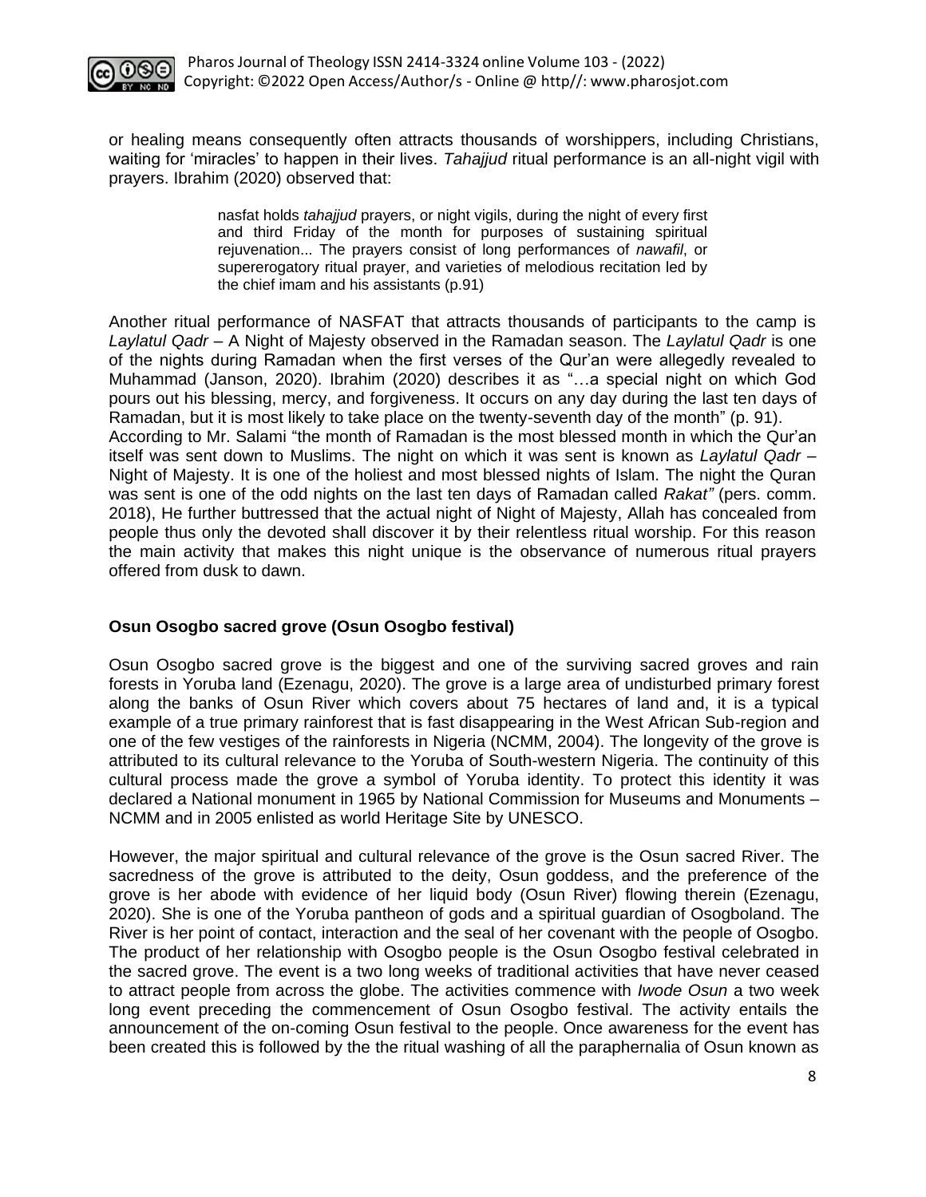or healing means consequently often attracts thousands of worshippers, including Christians, waiting for 'miracles' to happen in their lives. *Tahajjud* ritual performance is an all-night vigil with prayers. Ibrahim (2020) observed that:

> nasfat holds *tahajjud* prayers, or night vigils, during the night of every first and third Friday of the month for purposes of sustaining spiritual rejuvenation... The prayers consist of long performances of *nawafil*, or supererogatory ritual prayer, and varieties of melodious recitation led by the chief imam and his assistants (p.91)

Another ritual performance of NASFAT that attracts thousands of participants to the camp is *Laylatul Qadr* – A Night of Majesty observed in the Ramadan season. The *Laylatul Qadr* is one of the nights during Ramadan when the first verses of the Qur'an were allegedly revealed to Muhammad (Janson, 2020). Ibrahim (2020) describes it as "…a special night on which God pours out his blessing, mercy, and forgiveness. It occurs on any day during the last ten days of Ramadan, but it is most likely to take place on the twenty-seventh day of the month" (p. 91). According to Mr. Salami "the month of Ramadan is the most blessed month in which the Qur'an itself was sent down to Muslims. The night on which it was sent is known as *Laylatul Qadr* – Night of Majesty. It is one of the holiest and most blessed nights of Islam. The night the Quran was sent is one of the odd nights on the last ten days of Ramadan called *Rakat"* (pers. comm. 2018), He further buttressed that the actual night of Night of Majesty, Allah has concealed from people thus only the devoted shall discover it by their relentless ritual worship. For this reason the main activity that makes this night unique is the observance of numerous ritual prayers offered from dusk to dawn.

**Osun Osogbo sacred grove (Osun Osogbo festival)**

Osun Osogbo sacred grove is the biggest and one of the surviving sacred groves and rain forests in Yoruba land (Ezenagu, 2020). The grove is a large area of undisturbed primary forest along the banks of Osun River which covers about 75 hectares of land and, it is a typical example of a true primary rainforest that is fast disappearing in the West African Sub-region and one of the few vestiges of the rainforests in Nigeria (NCMM, 2004). The longevity of the grove is attributed to its cultural relevance to the Yoruba of South-western Nigeria. The continuity of this cultural process made the grove a symbol of Yoruba identity. To protect this identity it was declared a National monument in 1965 by National Commission for Museums and Monuments – NCMM and in 2005 enlisted as world Heritage Site by UNESCO.

However, the major spiritual and cultural relevance of the grove is the Osun sacred River. The sacredness of the grove is attributed to the deity, Osun goddess, and the preference of the grove is her abode with evidence of her liquid body (Osun River) flowing therein (Ezenagu, 2020). She is one of the Yoruba pantheon of gods and a spiritual guardian of Osogboland. The River is her point of contact, interaction and the seal of her covenant with the people of Osogbo. The product of her relationship with Osogbo people is the Osun Osogbo festival celebrated in the sacred grove. The event is a two long weeks of traditional activities that have never ceased to attract people from across the globe. The activities commence with *Iwode Osun* a two week long event preceding the commencement of Osun Osogbo festival. The activity entails the announcement of the on-coming Osun festival to the people. Once awareness for the event has been created this is followed by the the ritual washing of all the paraphernalia of Osun known as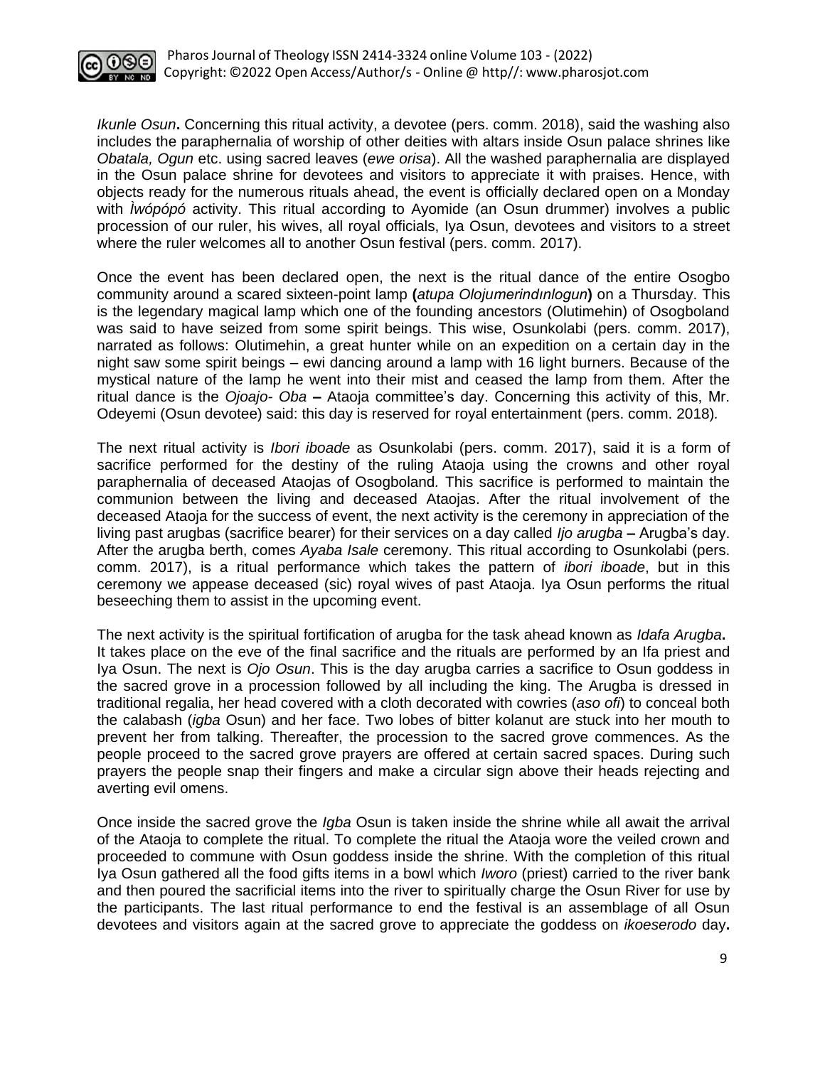*Ikunle Osun***.** Concerning this ritual activity, a devotee (pers. comm. 2018), said the washing also includes the paraphernalia of worship of other deities with altars inside Osun palace shrines like *Obatala, Ogun* etc. using sacred leaves (*ewe orisa*). All the washed paraphernalia are displayed in the Osun palace shrine for devotees and visitors to appreciate it with praises. Hence, with objects ready for the numerous rituals ahead, the event is officially declared open on a Monday with *Ìwópópó* activity. This ritual according to Ayomide (an Osun drummer) involves a public procession of our ruler, his wives, all royal officials, Iya Osun, devotees and visitors to a street where the ruler welcomes all to another Osun festival (pers. comm. 2017).

Once the event has been declared open, the next is the ritual dance of the entire Osogbo community around a scared sixteen-point lamp **(***atupa Olojumerindınlogun***)** on a Thursday. This is the legendary magical lamp which one of the founding ancestors (Olutimehin) of Osogboland was said to have seized from some spirit beings. This wise, Osunkolabi (pers. comm. 2017), narrated as follows: Olutimehin, a great hunter while on an expedition on a certain day in the night saw some spirit beings – ewi dancing around a lamp with 16 light burners. Because of the mystical nature of the lamp he went into their mist and ceased the lamp from them. After the ritual dance is the *Ojoajo- Oba* **–** Ataoja committee's day. Concerning this activity of this, Mr. Odeyemi (Osun devotee) said: this day is reserved for royal entertainment (pers. comm. 2018).

The next ritual activity is *Ibori iboade* as Osunkolabi (pers. comm. 2017), said it is a form of sacrifice performed for the destiny of the ruling Ataoja using the crowns and other royal paraphernalia of deceased Ataojas of Osogboland. This sacrifice is performed to maintain the communion between the living and deceased Ataojas. After the ritual involvement of the deceased Ataoja for the success of event, the next activity is the ceremony in appreciation of the living past arugbas (sacrifice bearer) for their services on a day called *Ijo arugba* **–** Arugba's day. After the arugba berth, comes *Ayaba Isale* ceremony. This ritual according to Osunkolabi (pers. comm. 2017), is a ritual performance which takes the pattern of *ibori iboade*, but in this ceremony we appease deceased (sic) royal wives of past Ataoja. Iya Osun performs the ritual beseeching them to assist in the upcoming event.

The next activity is the spiritual fortification of arugba for the task ahead known as *Idafa Arugba***.** It takes place on the eve of the final sacrifice and the rituals are performed by an Ifa priest and Iya Osun. The next is *Ojo Osun*. This is the day arugba carries a sacrifice to Osun goddess in the sacred grove in a procession followed by all including the king. The Arugba is dressed in traditional regalia, her head covered with a cloth decorated with cowries (*aso ofi*) to conceal both the calabash (*igba* Osun) and her face. Two lobes of bitter kolanut are stuck into her mouth to prevent her from talking. Thereafter, the procession to the sacred grove commences. As the people proceed to the sacred grove prayers are offered at certain sacred spaces. During such prayers the people snap their fingers and make a circular sign above their heads rejecting and averting evil omens.

Once inside the sacred grove the *Igba* Osun is taken inside the shrine while all await the arrival of the Ataoja to complete the ritual. To complete the ritual the Ataoja wore the veiled crown and proceeded to commune with Osun goddess inside the shrine. With the completion of this ritual Iya Osun gathered all the food gifts items in a bowl which *Iworo* (priest) carried to the river bank and then poured the sacrificial items into the river to spiritually charge the Osun River for use by the participants. The last ritual performance to end the festival is an assemblage of all Osun devotees and visitors again at the sacred grove to appreciate the goddess on *ikoeserodo* day**.**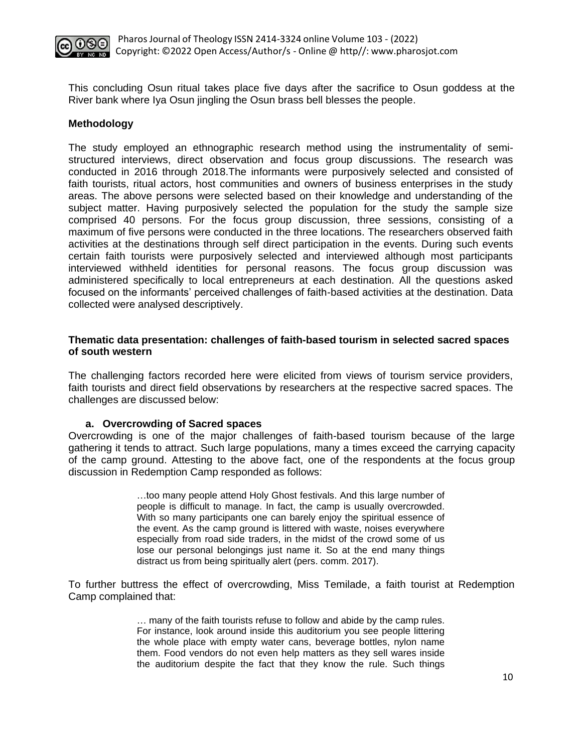This concluding Osun ritual takes place five days after the sacrifice to Osun goddess at the River bank where Iya Osun jingling the Osun brass bell blesses the people.

**Methodology**

The study employed an ethnographic research method using the instrumentality of semi-structured interviews, direct observation and focus group discussions. The research was conducted in 2016 through 2018.The informants were purposively selected and consisted of faith tourists, ritual actors, host communities and owners of business enterprises in the study areas. The above persons were selected based on their knowledge and understanding of the subject matter. Having purposively selected the population for the study the sample size comprised 40 persons. For the focus group discussion, three sessions, consisting of a maximum of five persons were conducted in the three locations. The researchers observed faith activities at the destinations through self direct participation in the events. During such events certain faith tourists were purposively selected and interviewed although most participants interviewed withheld identities for personal reasons. The focus group discussion was administered specifically to local entrepreneurs at each destination. All the questions asked focused on the informants' perceived challenges of faith-based activities at the destination. Data collected were analysed descriptively.

**Thematic data presentation: challenges of faith-based tourism in selected sacred spaces of south western**

The challenging factors recorded here were elicited from views of tourism service providers, faith tourists and direct field observations by researchers at the respective sacred spaces. The challenges are discussed below:

**a. Overcrowding of Sacred spaces**

Overcrowding is one of the major challenges of faith-based tourism because of the large gathering it tends to attract. Such large populations, many a times exceed the carrying capacity of the camp ground. Attesting to the above fact, one of the respondents at the focus group discussion in Redemption Camp responded as follows:

> …too many people attend Holy Ghost festivals. And this large number of people is difficult to manage. In fact, the camp is usually overcrowded. With so many participants one can barely enjoy the spiritual essence of the event. As the camp ground is littered with waste, noises everywhere especially from road side traders, in the midst of the crowd some of us lose our personal belongings just name it. So at the end many things distract us from being spiritually alert (pers. comm. 2017).

To further buttress the effect of overcrowding, Miss Temilade, a faith tourist at Redemption Camp complained that:

> … many of the faith tourists refuse to follow and abide by the camp rules. For instance, look around inside this auditorium you see people littering the whole place with empty water cans, beverage bottles, nylon name them. Food vendors do not even help matters as they sell wares inside the auditorium despite the fact that they know the rule. Such things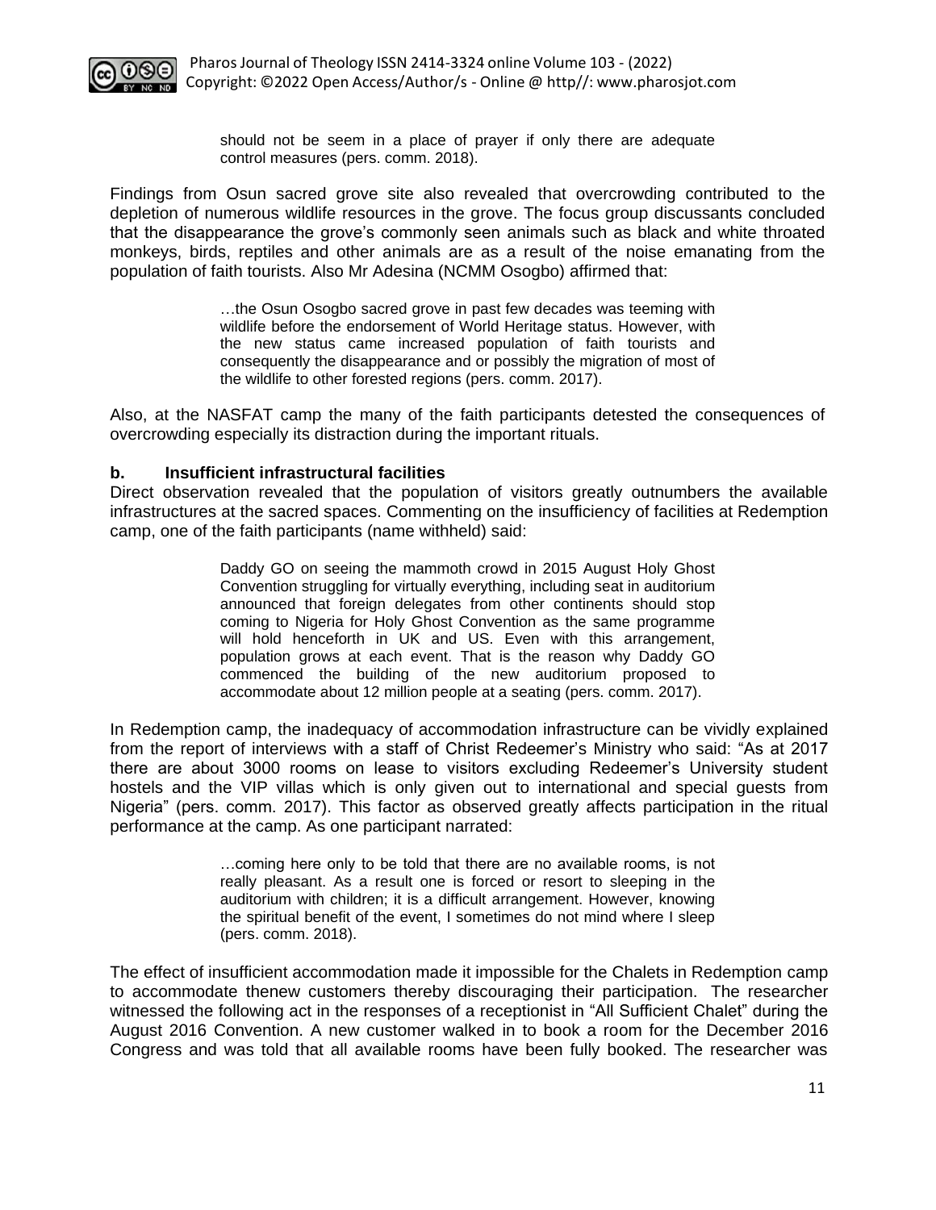> should not be seem in a place of prayer if only there are adequate control measures (pers. comm. 2018).

Findings from Osun sacred grove site also revealed that overcrowding contributed to the depletion of numerous wildlife resources in the grove. The focus group discussants concluded that the disappearance the grove's commonly seen animals such as black and white throated monkeys, birds, reptiles and other animals are as a result of the noise emanating from the population of faith tourists. Also Mr Adesina (NCMM Osogbo) affirmed that:

> …the Osun Osogbo sacred grove in past few decades was teeming with wildlife before the endorsement of World Heritage status. However, with the new status came increased population of faith tourists and consequently the disappearance and or possibly the migration of most of the wildlife to other forested regions (pers. comm. 2017).

Also, at the NASFAT camp the many of the faith participants detested the consequences of overcrowding especially its distraction during the important rituals.

**b. Insufficient infrastructural facilities**

Direct observation revealed that the population of visitors greatly outnumbers the available infrastructures at the sacred spaces. Commenting on the insufficiency of facilities at Redemption camp, one of the faith participants (name withheld) said:

> Daddy GO on seeing the mammoth crowd in 2015 August Holy Ghost Convention struggling for virtually everything, including seat in auditorium announced that foreign delegates from other continents should stop coming to Nigeria for Holy Ghost Convention as the same programme will hold henceforth in UK and US. Even with this arrangement, population grows at each event. That is the reason why Daddy GO commenced the building of the new auditorium proposed to accommodate about 12 million people at a seating (pers. comm. 2017).

In Redemption camp, the inadequacy of accommodation infrastructure can be vividly explained from the report of interviews with a staff of Christ Redeemer's Ministry who said: "As at 2017 there are about 3000 rooms on lease to visitors excluding Redeemer's University student hostels and the VIP villas which is only given out to international and special guests from Nigeria" (pers. comm. 2017). This factor as observed greatly affects participation in the ritual performance at the camp. As one participant narrated:

> …coming here only to be told that there are no available rooms, is not really pleasant. As a result one is forced or resort to sleeping in the auditorium with children; it is a difficult arrangement. However, knowing the spiritual benefit of the event, I sometimes do not mind where I sleep (pers. comm. 2018).

The effect of insufficient accommodation made it impossible for the Chalets in Redemption camp to accommodate thenew customers thereby discouraging their participation. The researcher witnessed the following act in the responses of a receptionist in "All Sufficient Chalet" during the August 2016 Convention. A new customer walked in to book a room for the December 2016 Congress and was told that all available rooms have been fully booked. The researcher was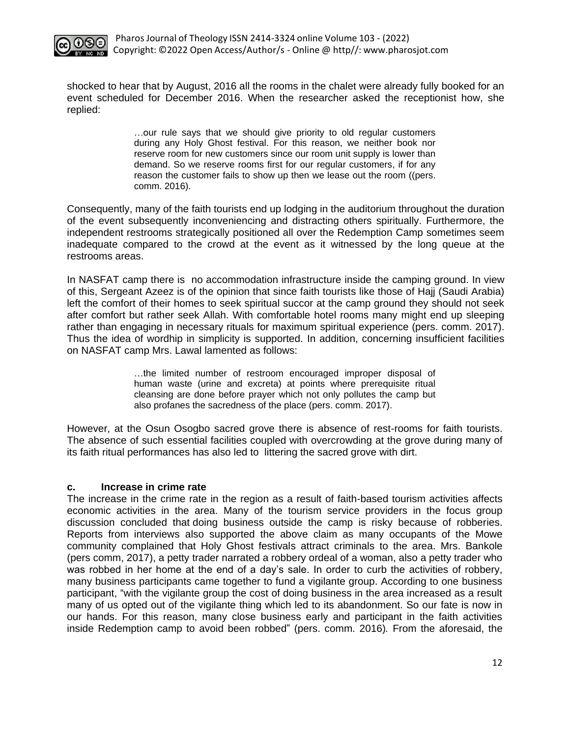shocked to hear that by August, 2016 all the rooms in the chalet were already fully booked for an event scheduled for December 2016. When the researcher asked the receptionist how, she replied:

> …our rule says that we should give priority to old regular customers during any Holy Ghost festival. For this reason, we neither book nor reserve room for new customers since our room unit supply is lower than demand. So we reserve rooms first for our regular customers, if for any reason the customer fails to show up then we lease out the room ((pers. comm. 2016).

Consequently, many of the faith tourists end up lodging in the auditorium throughout the duration of the event subsequently inconveniencing and distracting others spiritually. Furthermore, the independent restrooms strategically positioned all over the Redemption Camp sometimes seem inadequate compared to the crowd at the event as it witnessed by the long queue at the restrooms areas.

In NASFAT camp there is no accommodation infrastructure inside the camping ground. In view of this, Sergeant Azeez is of the opinion that since faith tourists like those of Hajj (Saudi Arabia) left the comfort of their homes to seek spiritual succor at the camp ground they should not seek after comfort but rather seek Allah. With comfortable hotel rooms many might end up sleeping rather than engaging in necessary rituals for maximum spiritual experience (pers. comm. 2017). Thus the idea of wordhip in simplicity is supported. In addition, concerning insufficient facilities on NASFAT camp Mrs. Lawal lamented as follows:

> …the limited number of restroom encouraged improper disposal of human waste (urine and excreta) at points where prerequisite ritual cleansing are done before prayer which not only pollutes the camp but also profanes the sacredness of the place (pers. comm. 2017).

However, at the Osun Osogbo sacred grove there is absence of rest-rooms for faith tourists. The absence of such essential facilities coupled with overcrowding at the grove during many of its faith ritual performances has also led to littering the sacred grove with dirt.

**c. Increase in crime rate**

The increase in the crime rate in the region as a result of faith-based tourism activities affects economic activities in the area. Many of the tourism service providers in the focus group discussion concluded that doing business outside the camp is risky because of robberies. Reports from interviews also supported the above claim as many occupants of the Mowe community complained that Holy Ghost festivals attract criminals to the area. Mrs. Bankole (pers comm, 2017), a petty trader narrated a robbery ordeal of a woman, also a petty trader who was robbed in her home at the end of a day's sale. In order to curb the activities of robbery, many business participants came together to fund a vigilante group. According to one business participant, "with the vigilante group the cost of doing business in the area increased as a result many of us opted out of the vigilante thing which led to its abandonment. So our fate is now in our hands. For this reason, many close business early and participant in the faith activities inside Redemption camp to avoid been robbed" (pers. comm. 2016). From the aforesaid, the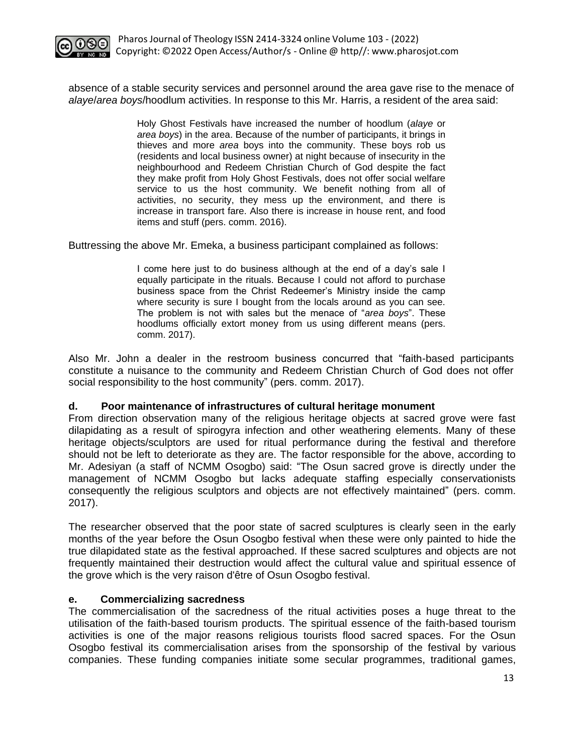absence of a stable security services and personnel around the area gave rise to the menace of *alaye*/*area boys*/hoodlum activities. In response to this Mr. Harris, a resident of the area said:

> Holy Ghost Festivals have increased the number of hoodlum (*alaye* or *area boys*) in the area. Because of the number of participants, it brings in thieves and more *area* boys into the community. These boys rob us (residents and local business owner) at night because of insecurity in the neighbourhood and Redeem Christian Church of God despite the fact they make profit from Holy Ghost Festivals, does not offer social welfare service to us the host community. We benefit nothing from all of activities, no security, they mess up the environment, and there is increase in transport fare. Also there is increase in house rent, and food items and stuff (pers. comm. 2016).

Buttressing the above Mr. Emeka, a business participant complained as follows:

> I come here just to do business although at the end of a day's sale I equally participate in the rituals. Because I could not afford to purchase business space from the Christ Redeemer's Ministry inside the camp where security is sure I bought from the locals around as you can see. The problem is not with sales but the menace of "*area boys*". These hoodlums officially extort money from us using different means (pers. comm. 2017).

Also Mr. John a dealer in the restroom business concurred that "faith-based participants constitute a nuisance to the community and Redeem Christian Church of God does not offer social responsibility to the host community" (pers. comm. 2017).

**d. Poor maintenance of infrastructures of cultural heritage monument**

From direction observation many of the religious heritage objects at sacred grove were fast dilapidating as a result of spirogyra infection and other weathering elements. Many of these heritage objects/sculptors are used for ritual performance during the festival and therefore should not be left to deteriorate as they are. The factor responsible for the above, according to Mr. Adesiyan (a staff of NCMM Osogbo) said: "The Osun sacred grove is directly under the management of NCMM Osogbo but lacks adequate staffing especially conservationists consequently the religious sculptors and objects are not effectively maintained" (pers. comm. 2017).

The researcher observed that the poor state of sacred sculptures is clearly seen in the early months of the year before the Osun Osogbo festival when these were only painted to hide the true dilapidated state as the festival approached. If these sacred sculptures and objects are not frequently maintained their destruction would affect the cultural value and spiritual essence of the grove which is the very raison d'être of Osun Osogbo festival.

**e. Commercializing sacredness**

The commercialisation of the sacredness of the ritual activities poses a huge threat to the utilisation of the faith-based tourism products. The spiritual essence of the faith-based tourism activities is one of the major reasons religious tourists flood sacred spaces. For the Osun Osogbo festival its commercialisation arises from the sponsorship of the festival by various companies. These funding companies initiate some secular programmes, traditional games,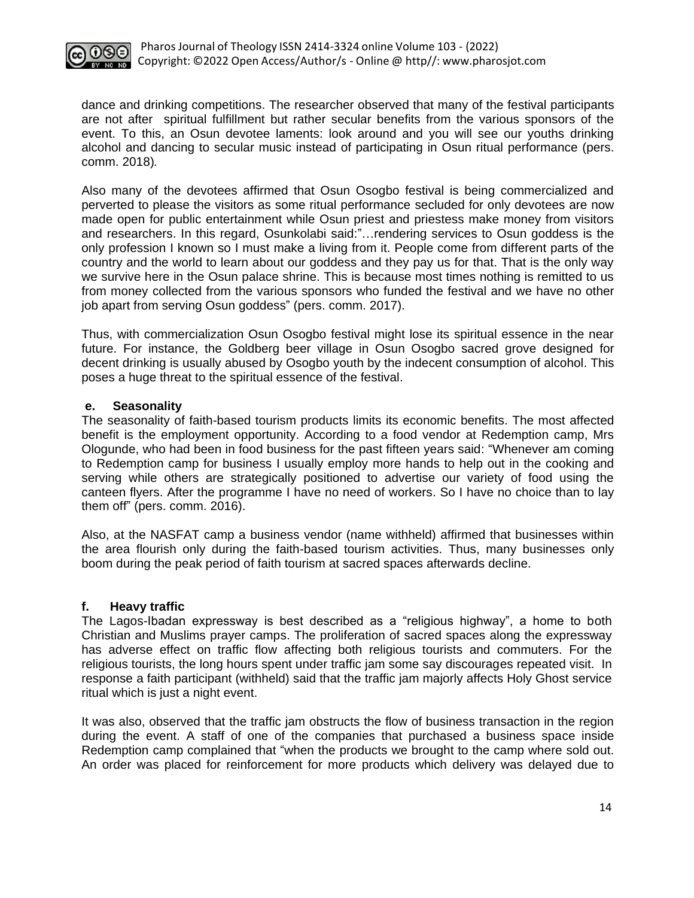dance and drinking competitions. The researcher observed that many of the festival participants are not after spiritual fulfillment but rather secular benefits from the various sponsors of the event. To this, an Osun devotee laments: look around and you will see our youths drinking alcohol and dancing to secular music instead of participating in Osun ritual performance (pers. comm. 2018).

Also many of the devotees affirmed that Osun Osogbo festival is being commercialized and perverted to please the visitors as some ritual performance secluded for only devotees are now made open for public entertainment while Osun priest and priestess make money from visitors and researchers. In this regard, Osunkolabi said:"…rendering services to Osun goddess is the only profession I known so I must make a living from it. People come from different parts of the country and the world to learn about our goddess and they pay us for that. That is the only way we survive here in the Osun palace shrine. This is because most times nothing is remitted to us from money collected from the various sponsors who funded the festival and we have no other job apart from serving Osun goddess" (pers. comm. 2017).

Thus, with commercialization Osun Osogbo festival might lose its spiritual essence in the near future. For instance, the Goldberg beer village in Osun Osogbo sacred grove designed for decent drinking is usually abused by Osogbo youth by the indecent consumption of alcohol. This poses a huge threat to the spiritual essence of the festival.

**e. Seasonality**

The seasonality of faith-based tourism products limits its economic benefits. The most affected benefit is the employment opportunity. According to a food vendor at Redemption camp, Mrs Ologunde, who had been in food business for the past fifteen years said: "Whenever am coming to Redemption camp for business I usually employ more hands to help out in the cooking and serving while others are strategically positioned to advertise our variety of food using the canteen flyers. After the programme I have no need of workers. So I have no choice than to lay them off" (pers. comm. 2016).

Also, at the NASFAT camp a business vendor (name withheld) affirmed that businesses within the area flourish only during the faith-based tourism activities. Thus, many businesses only boom during the peak period of faith tourism at sacred spaces afterwards decline.

**f. Heavy traffic**

The Lagos-Ibadan expressway is best described as a "religious highway", a home to both Christian and Muslims prayer camps. The proliferation of sacred spaces along the expressway has adverse effect on traffic flow affecting both religious tourists and commuters. For the religious tourists, the long hours spent under traffic jam some say discourages repeated visit. In response a faith participant (withheld) said that the traffic jam majorly affects Holy Ghost service ritual which is just a night event.

It was also, observed that the traffic jam obstructs the flow of business transaction in the region during the event. A staff of one of the companies that purchased a business space inside Redemption camp complained that "when the products we brought to the camp where sold out. An order was placed for reinforcement for more products which delivery was delayed due to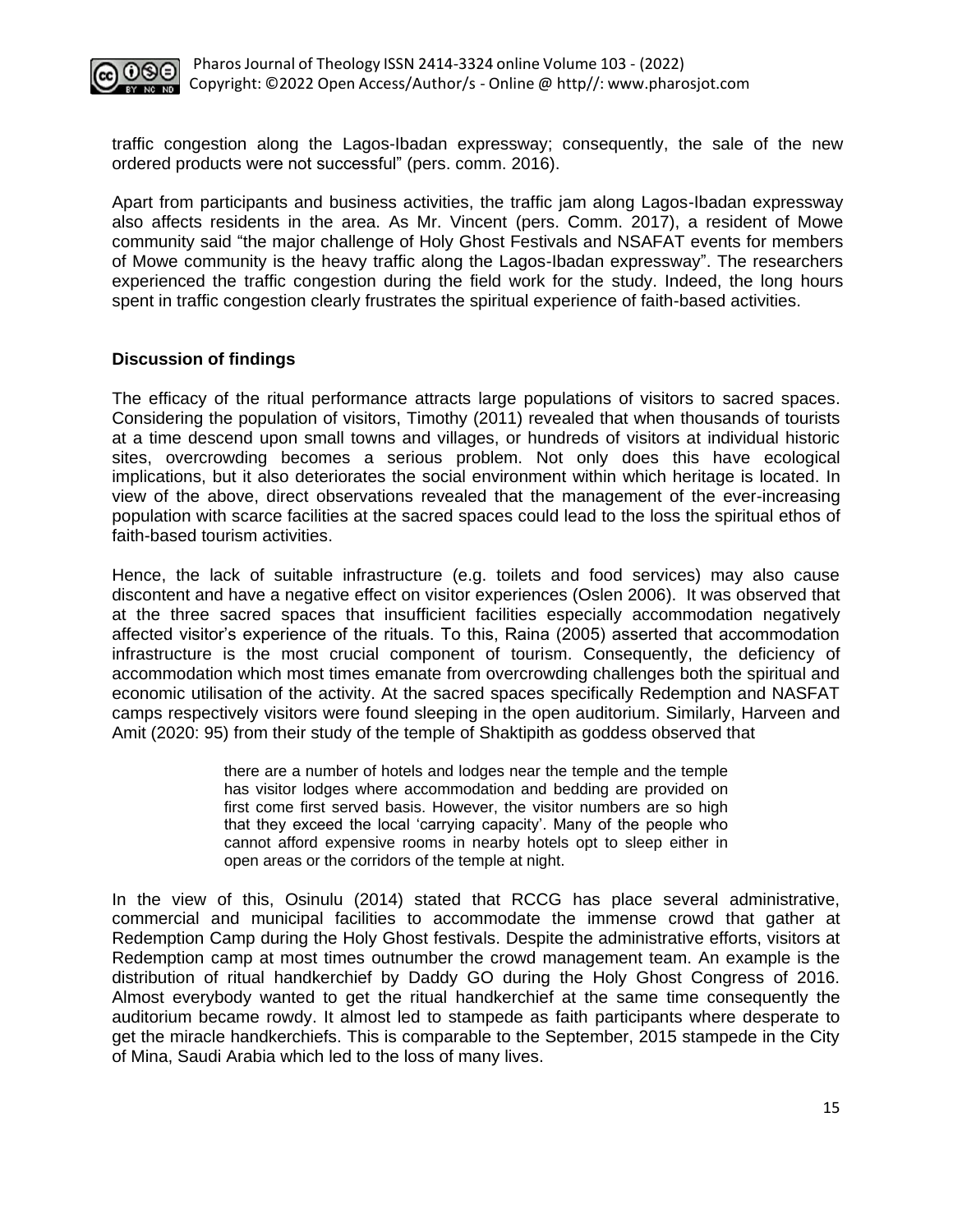traffic congestion along the Lagos-Ibadan expressway; consequently, the sale of the new ordered products were not successful" (pers. comm. 2016).

Apart from participants and business activities, the traffic jam along Lagos-Ibadan expressway also affects residents in the area. As Mr. Vincent (pers. Comm. 2017), a resident of Mowe community said "the major challenge of Holy Ghost Festivals and NSAFAT events for members of Mowe community is the heavy traffic along the Lagos-Ibadan expressway". The researchers experienced the traffic congestion during the field work for the study. Indeed, the long hours spent in traffic congestion clearly frustrates the spiritual experience of faith-based activities.

## Discussion of findings

The efficacy of the ritual performance attracts large populations of visitors to sacred spaces. Considering the population of visitors, Timothy (2011) revealed that when thousands of tourists at a time descend upon small towns and villages, or hundreds of visitors at individual historic sites, overcrowding becomes a serious problem. Not only does this have ecological implications, but it also deteriorates the social environment within which heritage is located. In view of the above, direct observations revealed that the management of the ever-increasing population with scarce facilities at the sacred spaces could lead to the loss the spiritual ethos of faith-based tourism activities.

Hence, the lack of suitable infrastructure (e.g. toilets and food services) may also cause discontent and have a negative effect on visitor experiences (Oslen 2006). It was observed that at the three sacred spaces that insufficient facilities especially accommodation negatively affected visitor's experience of the rituals. To this, Raina (2005) asserted that accommodation infrastructure is the most crucial component of tourism. Consequently, the deficiency of accommodation which most times emanate from overcrowding challenges both the spiritual and economic utilisation of the activity. At the sacred spaces specifically Redemption and NASFAT camps respectively visitors were found sleeping in the open auditorium. Similarly, Harveen and Amit (2020: 95) from their study of the temple of Shaktipith as goddess observed that

> there are a number of hotels and lodges near the temple and the temple has visitor lodges where accommodation and bedding are provided on first come first served basis. However, the visitor numbers are so high that they exceed the local 'carrying capacity'. Many of the people who cannot afford expensive rooms in nearby hotels opt to sleep either in open areas or the corridors of the temple at night.

In the view of this, Osinulu (2014) stated that RCCG has place several administrative, commercial and municipal facilities to accommodate the immense crowd that gather at Redemption Camp during the Holy Ghost festivals. Despite the administrative efforts, visitors at Redemption camp at most times outnumber the crowd management team. An example is the distribution of ritual handkerchief by Daddy GO during the Holy Ghost Congress of 2016. Almost everybody wanted to get the ritual handkerchief at the same time consequently the auditorium became rowdy. It almost led to stampede as faith participants where desperate to get the miracle handkerchiefs. This is comparable to the September, 2015 stampede in the City of Mina, Saudi Arabia which led to the loss of many lives.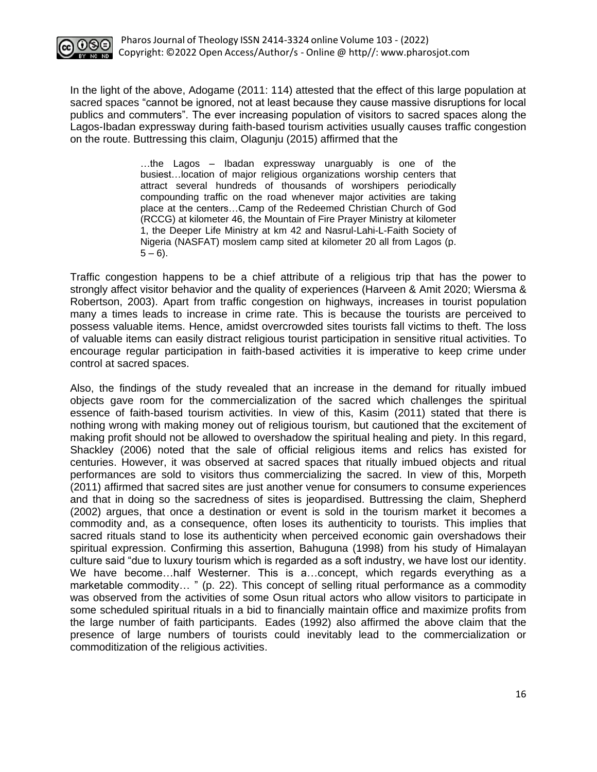In the light of the above, Adogame (2011: 114) attested that the effect of this large population at sacred spaces “cannot be ignored, not at least because they cause massive disruptions for local publics and commuters”. The ever increasing population of visitors to sacred spaces along the Lagos-Ibadan expressway during faith-based tourism activities usually causes traffic congestion on the route. Buttressing this claim, Olagunju (2015) affirmed that the

> …the Lagos – Ibadan expressway unarguably is one of the busiest…location of major religious organizations worship centers that attract several hundreds of thousands of worshipers periodically compounding traffic on the road whenever major activities are taking place at the centers…Camp of the Redeemed Christian Church of God (RCCG) at kilometer 46, the Mountain of Fire Prayer Ministry at kilometer 1, the Deeper Life Ministry at km 42 and Nasrul-Lahi-L-Faith Society of Nigeria (NASFAT) moslem camp sited at kilometer 20 all from Lagos (p. 5 – 6).

Traffic congestion happens to be a chief attribute of a religious trip that has the power to strongly affect visitor behavior and the quality of experiences (Harveen & Amit 2020; Wiersma & Robertson, 2003). Apart from traffic congestion on highways, increases in tourist population many a times leads to increase in crime rate. This is because the tourists are perceived to possess valuable items. Hence, amidst overcrowded sites tourists fall victims to theft. The loss of valuable items can easily distract religious tourist participation in sensitive ritual activities. To encourage regular participation in faith-based activities it is imperative to keep crime under control at sacred spaces.

Also, the findings of the study revealed that an increase in the demand for ritually imbued objects gave room for the commercialization of the sacred which challenges the spiritual essence of faith-based tourism activities. In view of this, Kasim (2011) stated that there is nothing wrong with making money out of religious tourism, but cautioned that the excitement of making profit should not be allowed to overshadow the spiritual healing and piety. In this regard, Shackley (2006) noted that the sale of official religious items and relics has existed for centuries. However, it was observed at sacred spaces that ritually imbued objects and ritual performances are sold to visitors thus commercializing the sacred. In view of this, Morpeth (2011) affirmed that sacred sites are just another venue for consumers to consume experiences and that in doing so the sacredness of sites is jeopardised. Buttressing the claim, Shepherd (2002) argues, that once a destination or event is sold in the tourism market it becomes a commodity and, as a consequence, often loses its authenticity to tourists. This implies that sacred rituals stand to lose its authenticity when perceived economic gain overshadows their spiritual expression. Confirming this assertion, Bahuguna (1998) from his study of Himalayan culture said “due to luxury tourism which is regarded as a soft industry, we have lost our identity. We have become…half Westerner. This is a…concept, which regards everything as a marketable commodity… ” (p. 22). This concept of selling ritual performance as a commodity was observed from the activities of some Osun ritual actors who allow visitors to participate in some scheduled spiritual rituals in a bid to financially maintain office and maximize profits from the large number of faith participants. Eades (1992) also affirmed the above claim that the presence of large numbers of tourists could inevitably lead to the commercialization or commoditization of the religious activities.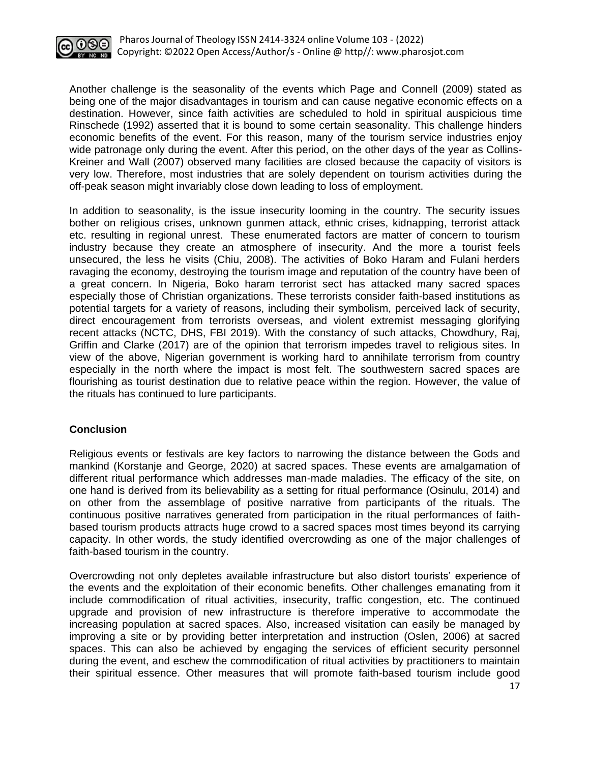Another challenge is the seasonality of the events which Page and Connell (2009) stated as being one of the major disadvantages in tourism and can cause negative economic effects on a destination. However, since faith activities are scheduled to hold in spiritual auspicious time Rinschede (1992) asserted that it is bound to some certain seasonality. This challenge hinders economic benefits of the event. For this reason, many of the tourism service industries enjoy wide patronage only during the event. After this period, on the other days of the year as Collins-Kreiner and Wall (2007) observed many facilities are closed because the capacity of visitors is very low. Therefore, most industries that are solely dependent on tourism activities during the off-peak season might invariably close down leading to loss of employment.

In addition to seasonality, is the issue insecurity looming in the country. The security issues bother on religious crises, unknown gunmen attack, ethnic crises, kidnapping, terrorist attack etc. resulting in regional unrest. These enumerated factors are matter of concern to tourism industry because they create an atmosphere of insecurity. And the more a tourist feels unsecured, the less he visits (Chiu, 2008). The activities of Boko Haram and Fulani herders ravaging the economy, destroying the tourism image and reputation of the country have been of a great concern. In Nigeria, Boko haram terrorist sect has attacked many sacred spaces especially those of Christian organizations. These terrorists consider faith-based institutions as potential targets for a variety of reasons, including their symbolism, perceived lack of security, direct encouragement from terrorists overseas, and violent extremist messaging glorifying recent attacks (NCTC, DHS, FBI 2019). With the constancy of such attacks, Chowdhury, Raj, Griffin and Clarke (2017) are of the opinion that terrorism impedes travel to religious sites. In view of the above, Nigerian government is working hard to annihilate terrorism from country especially in the north where the impact is most felt. The southwestern sacred spaces are flourishing as tourist destination due to relative peace within the region. However, the value of the rituals has continued to lure participants.

## Conclusion

Religious events or festivals are key factors to narrowing the distance between the Gods and mankind (Korstanje and George, 2020) at sacred spaces. These events are amalgamation of different ritual performance which addresses man-made maladies. The efficacy of the site, on one hand is derived from its believability as a setting for ritual performance (Osinulu, 2014) and on other from the assemblage of positive narrative from participants of the rituals. The continuous positive narratives generated from participation in the ritual performances of faith-based tourism products attracts huge crowd to a sacred spaces most times beyond its carrying capacity. In other words, the study identified overcrowding as one of the major challenges of faith-based tourism in the country.

Overcrowding not only depletes available infrastructure but also distort tourists' experience of the events and the exploitation of their economic benefits. Other challenges emanating from it include commodification of ritual activities, insecurity, traffic congestion, etc. The continued upgrade and provision of new infrastructure is therefore imperative to accommodate the increasing population at sacred spaces. Also, increased visitation can easily be managed by improving a site or by providing better interpretation and instruction (Oslen, 2006) at sacred spaces. This can also be achieved by engaging the services of efficient security personnel during the event, and eschew the commodification of ritual activities by practitioners to maintain their spiritual essence. Other measures that will promote faith-based tourism include good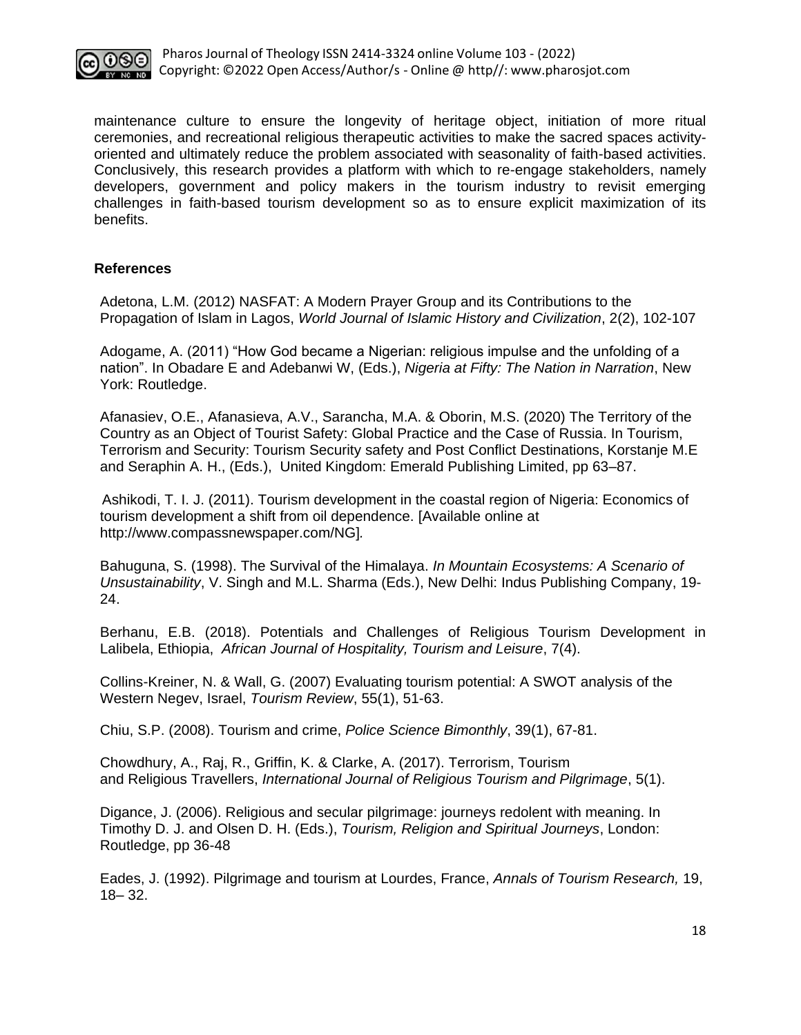maintenance culture to ensure the longevity of heritage object, initiation of more ritual ceremonies, and recreational religious therapeutic activities to make the sacred spaces activity-oriented and ultimately reduce the problem associated with seasonality of faith-based activities. Conclusively, this research provides a platform with which to re-engage stakeholders, namely developers, government and policy makers in the tourism industry to revisit emerging challenges in faith-based tourism development so as to ensure explicit maximization of its benefits.

**References**

Adetona, L.M. (2012) NASFAT: A Modern Prayer Group and its Contributions to the Propagation of Islam in Lagos, *World Journal of Islamic History and Civilization*, 2(2), 102-107

Adogame, A. (2011) "How God became a Nigerian: religious impulse and the unfolding of a nation". In Obadare E and Adebanwi W, (Eds.), *Nigeria at Fifty: The Nation in Narration*, New York: Routledge.

Afanasiev, O.E., Afanasieva, A.V., Sarancha, M.A. & Oborin, M.S. (2020) The Territory of the Country as an Object of Tourist Safety: Global Practice and the Case of Russia. In Tourism, Terrorism and Security: Tourism Security safety and Post Conflict Destinations, Korstanje M.E and Seraphin A. H., (Eds.), United Kingdom: Emerald Publishing Limited, pp 63–87.

Ashikodi, T. I. J. (2011). Tourism development in the coastal region of Nigeria: Economics of tourism development a shift from oil dependence. [Available online at http://www.compassnewspaper.com/NG].

Bahuguna, S. (1998). The Survival of the Himalaya. *In Mountain Ecosystems: A Scenario of Unsustainability*, V. Singh and M.L. Sharma (Eds.), New Delhi: Indus Publishing Company, 19-24.

Berhanu, E.B. (2018). Potentials and Challenges of Religious Tourism Development in Lalibela, Ethiopia, *African Journal of Hospitality, Tourism and Leisure*, 7(4).

Collins-Kreiner, N. & Wall, G. (2007) Evaluating tourism potential: A SWOT analysis of the Western Negev, Israel, *Tourism Review*, 55(1), 51-63.

Chiu, S.P. (2008). Tourism and crime, *Police Science Bimonthly*, 39(1), 67-81.

Chowdhury, A., Raj, R., Griffin, K. & Clarke, A. (2017). Terrorism, Tourism and Religious Travellers, *International Journal of Religious Tourism and Pilgrimage*, 5(1).

Digance, J. (2006). Religious and secular pilgrimage: journeys redolent with meaning. In Timothy D. J. and Olsen D. H. (Eds.), *Tourism, Religion and Spiritual Journeys*, London: Routledge, pp 36-48

Eades, J. (1992). Pilgrimage and tourism at Lourdes, France, *Annals of Tourism Research,* 19, 18– 32.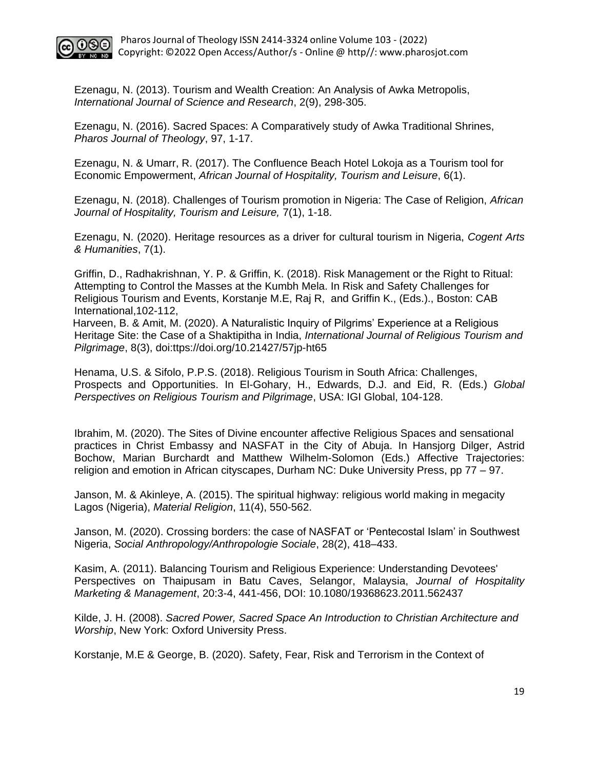Ezenagu, N. (2013). Tourism and Wealth Creation: An Analysis of Awka Metropolis, *International Journal of Science and Research*, 2(9), 298-305.

Ezenagu, N. (2016). Sacred Spaces: A Comparatively study of Awka Traditional Shrines, *Pharos Journal of Theology*, 97, 1-17.

Ezenagu, N. & Umarr, R. (2017). The Confluence Beach Hotel Lokoja as a Tourism tool for Economic Empowerment, *African Journal of Hospitality, Tourism and Leisure*, 6(1).

Ezenagu, N. (2018). Challenges of Tourism promotion in Nigeria: The Case of Religion, *African Journal of Hospitality, Tourism and Leisure,* 7(1), 1-18.

Ezenagu, N. (2020). Heritage resources as a driver for cultural tourism in Nigeria, *Cogent Arts & Humanities*, 7(1).

Griffin, D., Radhakrishnan, Y. P. & Griffin, K. (2018). Risk Management or the Right to Ritual: Attempting to Control the Masses at the Kumbh Mela. In Risk and Safety Challenges for Religious Tourism and Events, Korstanje M.E, Raj R, and Griffin K., (Eds.)., Boston: CAB International,102-112,

Harveen, B. & Amit, M. (2020). A Naturalistic Inquiry of Pilgrims' Experience at a Religious Heritage Site: the Case of a Shaktipitha in India, *International Journal of Religious Tourism and Pilgrimage*, 8(3), doi:ttps://doi.org/10.21427/57jp-ht65

Henama, U.S. & Sifolo, P.P.S. (2018). Religious Tourism in South Africa: Challenges, Prospects and Opportunities. In El-Gohary, H., Edwards, D.J. and Eid, R. (Eds.) *Global Perspectives on Religious Tourism and Pilgrimage*, USA: IGI Global, 104-128.

Ibrahim, M. (2020). The Sites of Divine encounter affective Religious Spaces and sensational practices in Christ Embassy and NASFAT in the City of Abuja. In Hansjorg Dilger, Astrid Bochow, Marian Burchardt and Matthew Wilhelm-Solomon (Eds.) Affective Trajectories: religion and emotion in African cityscapes, Durham NC: Duke University Press, pp 77 – 97.

Janson, M. & Akinleye, A. (2015). The spiritual highway: religious world making in megacity Lagos (Nigeria), *Material Religion*, 11(4), 550-562.

Janson, M. (2020). Crossing borders: the case of NASFAT or 'Pentecostal Islam' in Southwest Nigeria, *Social Anthropology/Anthropologie Sociale*, 28(2), 418–433.

Kasim, A. (2011). Balancing Tourism and Religious Experience: Understanding Devotees' Perspectives on Thaipusam in Batu Caves, Selangor, Malaysia, *Journal of Hospitality Marketing & Management*, 20:3-4, 441-456, DOI: 10.1080/19368623.2011.562437

Kilde, J. H. (2008). *Sacred Power, Sacred Space An Introduction to Christian Architecture and Worship*, New York: Oxford University Press.

Korstanje, M.E & George, B. (2020). Safety, Fear, Risk and Terrorism in the Context of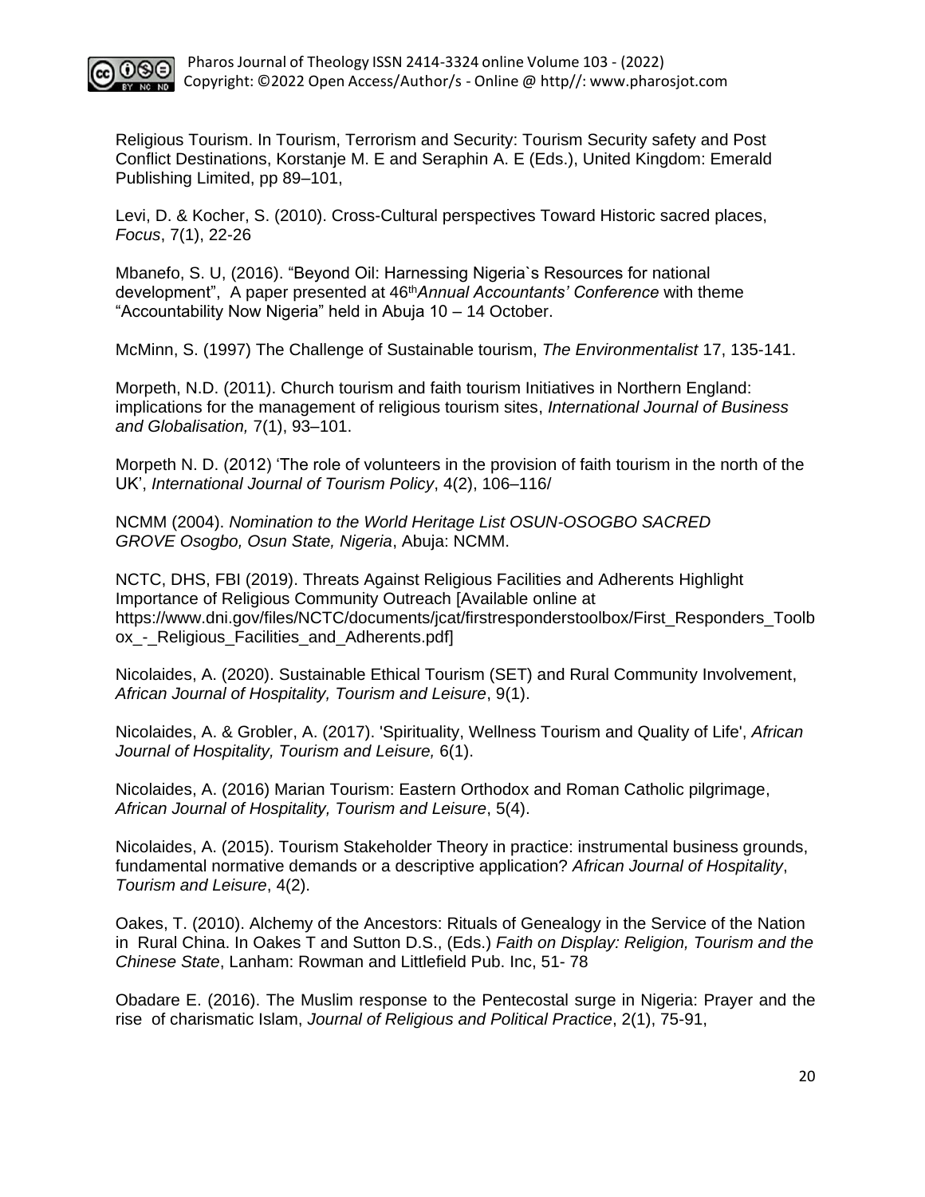Religious Tourism. In Tourism, Terrorism and Security: Tourism Security safety and Post Conflict Destinations, Korstanje M. E and Seraphin A. E (Eds.), United Kingdom: Emerald Publishing Limited, pp 89–101,

Levi, D. & Kocher, S. (2010). Cross-Cultural perspectives Toward Historic sacred places, *Focus*, 7(1), 22-26

Mbanefo, S. U, (2016). "Beyond Oil: Harnessing Nigeria`s Resources for national development", A paper presented at 46th *Annual Accountants' Conference* with theme "Accountability Now Nigeria" held in Abuja 10 – 14 October.

McMinn, S. (1997) The Challenge of Sustainable tourism, *The Environmentalist* 17, 135-141.

Morpeth, N.D. (2011). Church tourism and faith tourism Initiatives in Northern England: implications for the management of religious tourism sites, *International Journal of Business and Globalisation,* 7(1), 93–101.

Morpeth N. D. (2012) 'The role of volunteers in the provision of faith tourism in the north of the UK', *International Journal of Tourism Policy*, 4(2), 106–116/

NCMM (2004). *Nomination to the World Heritage List OSUN-OSOGBO SACRED GROVE Osogbo, Osun State, Nigeria*, Abuja: NCMM.

NCTC, DHS, FBI (2019). Threats Against Religious Facilities and Adherents Highlight Importance of Religious Community Outreach [Available online at https://www.dni.gov/files/NCTC/documents/jcat/firstresponderstoolbox/First_Responders_Toolbox_-_Religious_Facilities_and_Adherents.pdf]

Nicolaides, A. (2020). Sustainable Ethical Tourism (SET) and Rural Community Involvement, *African Journal of Hospitality, Tourism and Leisure*, 9(1).

Nicolaides, A. & Grobler, A. (2017). 'Spirituality, Wellness Tourism and Quality of Life', *African Journal of Hospitality, Tourism and Leisure,* 6(1).

Nicolaides, A. (2016) Marian Tourism: Eastern Orthodox and Roman Catholic pilgrimage, *African Journal of Hospitality, Tourism and Leisure*, 5(4).

Nicolaides, A. (2015). Tourism Stakeholder Theory in practice: instrumental business grounds, fundamental normative demands or a descriptive application? *African Journal of Hospitality*, *Tourism and Leisure*, 4(2).

Oakes, T. (2010). Alchemy of the Ancestors: Rituals of Genealogy in the Service of the Nation in Rural China. In Oakes T and Sutton D.S., (Eds.) *Faith on Display: Religion, Tourism and the Chinese State*, Lanham: Rowman and Littlefield Pub. Inc, 51- 78

Obadare E. (2016). The Muslim response to the Pentecostal surge in Nigeria: Prayer and the rise of charismatic Islam, *Journal of Religious and Political Practice*, 2(1), 75-91,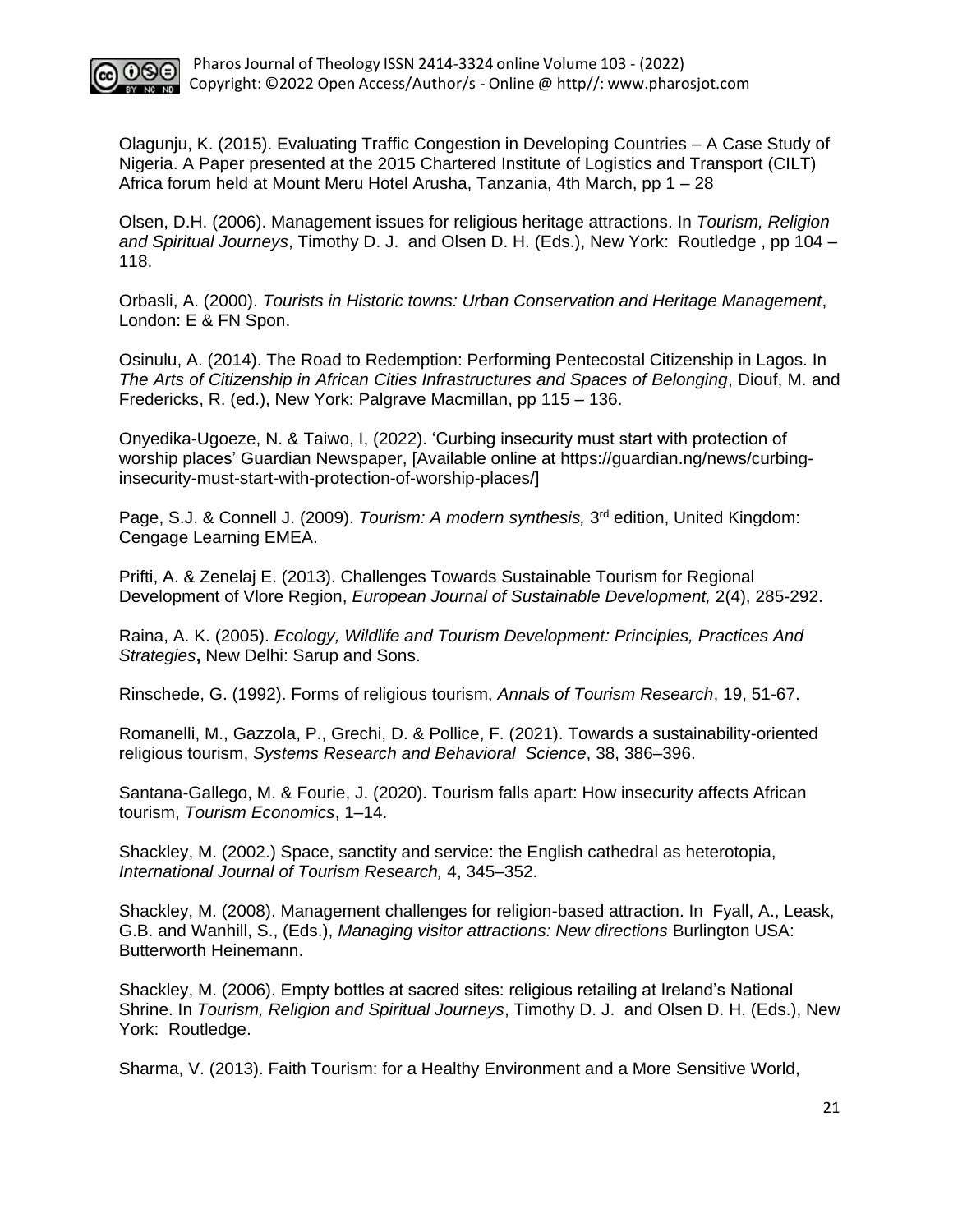Olagunju, K. (2015). Evaluating Traffic Congestion in Developing Countries – A Case Study of Nigeria. A Paper presented at the 2015 Chartered Institute of Logistics and Transport (CILT) Africa forum held at Mount Meru Hotel Arusha, Tanzania, 4th March, pp 1 – 28

Olsen, D.H. (2006). Management issues for religious heritage attractions. In *Tourism, Religion and Spiritual Journeys*, Timothy D. J. and Olsen D. H. (Eds.), New York: Routledge , pp 104 – 118.

Orbasli, A. (2000). *Tourists in Historic towns: Urban Conservation and Heritage Management*, London: E & FN Spon.

Osinulu, A. (2014). The Road to Redemption: Performing Pentecostal Citizenship in Lagos. In *The Arts of Citizenship in African Cities Infrastructures and Spaces of Belonging*, Diouf, M. and Fredericks, R. (ed.), New York: Palgrave Macmillan, pp 115 – 136.

Onyedika-Ugoeze, N. & Taiwo, I, (2022). 'Curbing insecurity must start with protection of worship places' Guardian Newspaper, [Available online at https://guardian.ng/news/curbing-insecurity-must-start-with-protection-of-worship-places/]

Page, S.J. & Connell J. (2009). *Tourism: A modern synthesis,* 3rd edition, United Kingdom: Cengage Learning EMEA.

Prifti, A. & Zenelaj E. (2013). Challenges Towards Sustainable Tourism for Regional Development of Vlore Region, *European Journal of Sustainable Development,* 2(4), 285-292.

Raina, A. K. (2005). *Ecology, Wildlife and Tourism Development: Principles, Practices And Strategies***,** New Delhi: Sarup and Sons.

Rinschede, G. (1992). Forms of religious tourism, *Annals of Tourism Research*, 19, 51-67.

Romanelli, M., Gazzola, P., Grechi, D. & Pollice, F. (2021). Towards a sustainability-oriented religious tourism, *Systems Research and Behavioral Science*, 38, 386–396.

Santana-Gallego, M. & Fourie, J. (2020). Tourism falls apart: How insecurity affects African tourism, *Tourism Economics*, 1–14.

Shackley, M. (2002.) Space, sanctity and service: the English cathedral as heterotopia, *International Journal of Tourism Research,* 4, 345–352.

Shackley, M. (2008). Management challenges for religion-based attraction. In Fyall, A., Leask, G.B. and Wanhill, S., (Eds.), *Managing visitor attractions: New directions* Burlington USA: Butterworth Heinemann.

Shackley, M. (2006). Empty bottles at sacred sites: religious retailing at Ireland's National Shrine. In *Tourism, Religion and Spiritual Journeys*, Timothy D. J. and Olsen D. H. (Eds.), New York: Routledge.

Sharma, V. (2013). Faith Tourism: for a Healthy Environment and a More Sensitive World,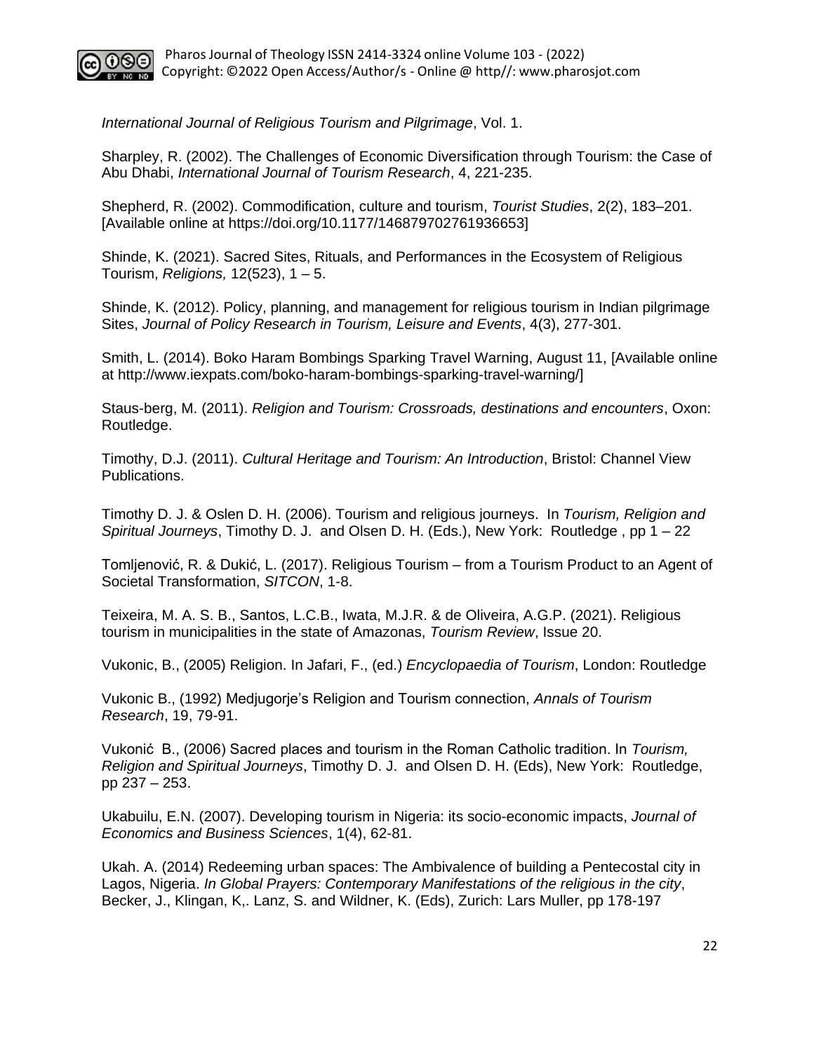*International Journal of Religious Tourism and Pilgrimage*, Vol. 1.

Sharpley, R. (2002). The Challenges of Economic Diversification through Tourism: the Case of Abu Dhabi, *International Journal of Tourism Research*, 4, 221-235.

Shepherd, R. (2002). Commodification, culture and tourism, *Tourist Studies*, 2(2), 183–201. [Available online at https://doi.org/10.1177/146879702761936653]

Shinde, K. (2021). Sacred Sites, Rituals, and Performances in the Ecosystem of Religious Tourism, *Religions,* 12(523), 1 – 5.

Shinde, K. (2012). Policy, planning, and management for religious tourism in Indian pilgrimage Sites, *Journal of Policy Research in Tourism, Leisure and Events*, 4(3), 277-301.

Smith, L. (2014). Boko Haram Bombings Sparking Travel Warning, August 11, [Available online at http://www.iexpats.com/boko-haram-bombings-sparking-travel-warning/]

Staus-berg, M. (2011). *Religion and Tourism: Crossroads, destinations and encounters*, Oxon: Routledge.

Timothy, D.J. (2011). *Cultural Heritage and Tourism: An Introduction*, Bristol: Channel View Publications.

Timothy D. J. & Oslen D. H. (2006). Tourism and religious journeys. In *Tourism, Religion and Spiritual Journeys*, Timothy D. J. and Olsen D. H. (Eds.), New York: Routledge , pp 1 – 22

Tomljenović, R. & Dukić, L. (2017). Religious Tourism – from a Tourism Product to an Agent of Societal Transformation, *SITCON*, 1-8.

Teixeira, M. A. S. B., Santos, L.C.B., Iwata, M.J.R. & de Oliveira, A.G.P. (2021). Religious tourism in municipalities in the state of Amazonas, *Tourism Review*, Issue 20.

Vukonic, B., (2005) Religion. In Jafari, F., (ed.) *Encyclopaedia of Tourism*, London: Routledge

Vukonic B., (1992) Medjugorje's Religion and Tourism connection, *Annals of Tourism Research*, 19, 79-91.

Vukonić B., (2006) Sacred places and tourism in the Roman Catholic tradition. In *Tourism, Religion and Spiritual Journeys*, Timothy D. J. and Olsen D. H. (Eds), New York: Routledge, pp 237 – 253.

Ukabuilu, E.N. (2007). Developing tourism in Nigeria: its socio-economic impacts, *Journal of Economics and Business Sciences*, 1(4), 62-81.

Ukah. A. (2014) Redeeming urban spaces: The Ambivalence of building a Pentecostal city in Lagos, Nigeria. *In Global Prayers: Contemporary Manifestations of the religious in the city*, Becker, J., Klingan, K,. Lanz, S. and Wildner, K. (Eds), Zurich: Lars Muller, pp 178-197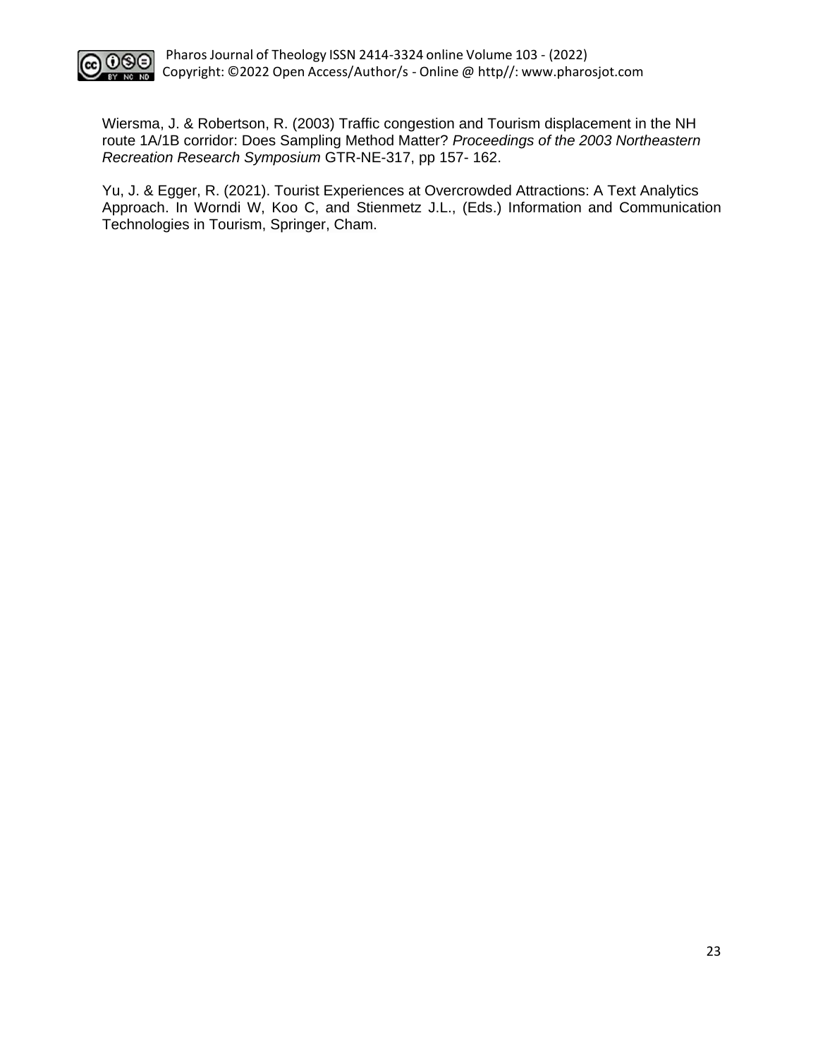Wiersma, J. & Robertson, R. (2003) Traffic congestion and Tourism displacement in the NH route 1A/1B corridor: Does Sampling Method Matter? *Proceedings of the 2003 Northeastern Recreation Research Symposium* GTR-NE-317, pp 157- 162.

Yu, J. & Egger, R. (2021). Tourist Experiences at Overcrowded Attractions: A Text Analytics Approach. In Worndi W, Koo C, and Stienmetz J.L., (Eds.) Information and Communication Technologies in Tourism, Springer, Cham.